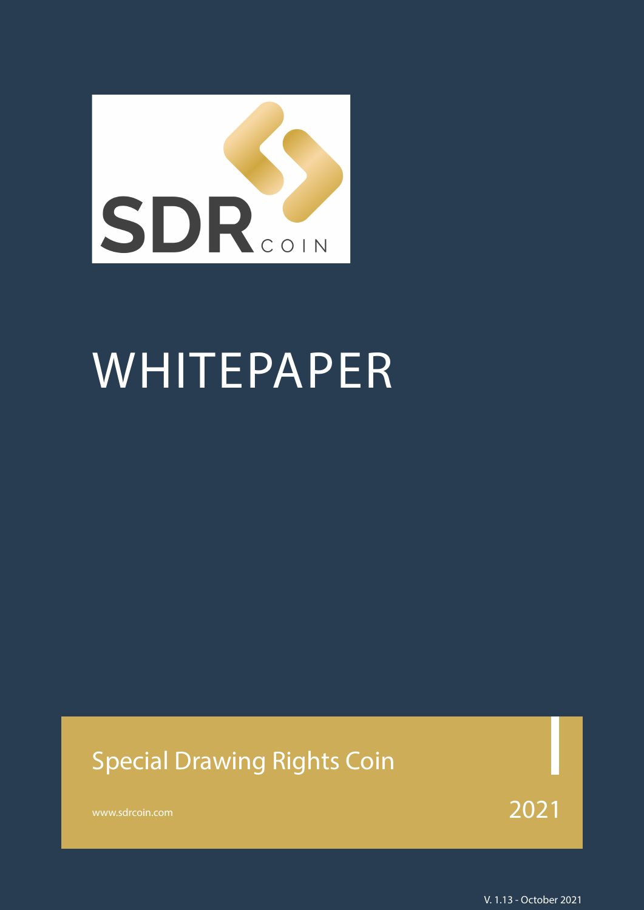SDR COIN

# WHITEPAPER

## Special Drawing Rights Coin

www.sdrcoin.com

2021

V. 1.13 - October 2021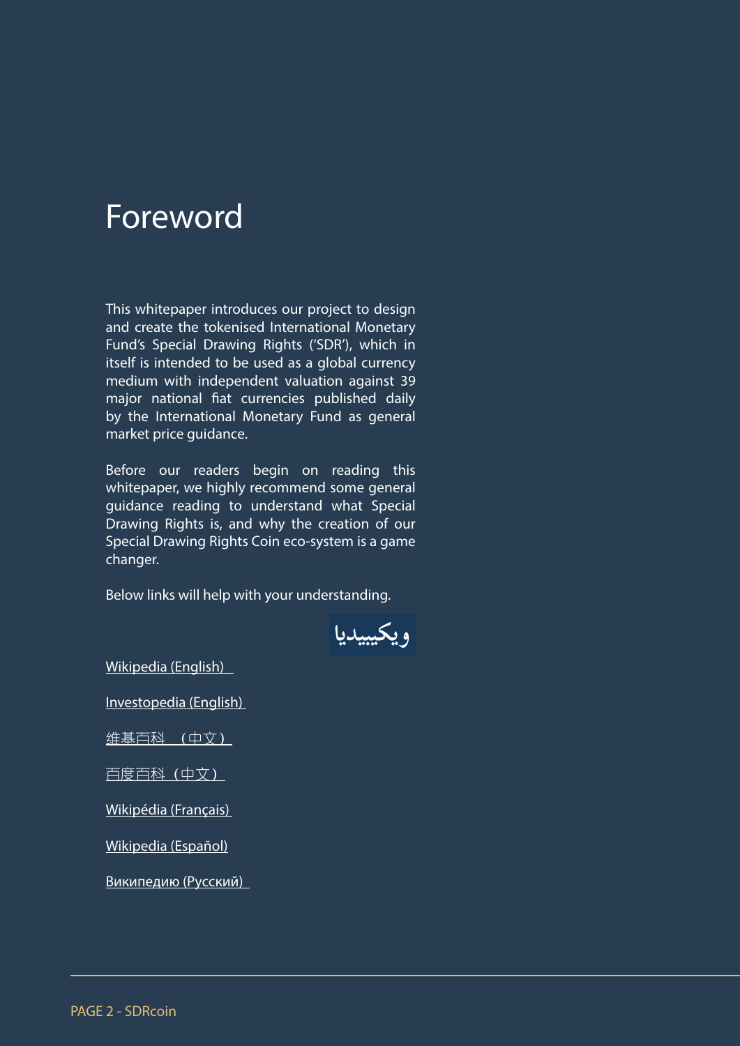# Foreword

This whitepaper introduces our project to design and create the tokenised International Monetary Fund's Special Drawing Rights ('SDR'), which in itself is intended to be used as a global currency medium with independent valuation against 39 major national fiat currencies published daily by the International Monetary Fund as general market price guidance.

Before our readers begin on reading this whitepaper, we highly recommend some general guidance reading to understand what Special Drawing Rights is, and why the creation of our Special Drawing Rights Coin eco-system is a game changer.

Below links will help with your understanding.

ويكيبيديا

Wikipedia (English)

Investopedia (English)

维基百科 （中文）

百度百科（中文）

Wikipédia (Français)

Wikipedia (Español)

Википедию (Русский)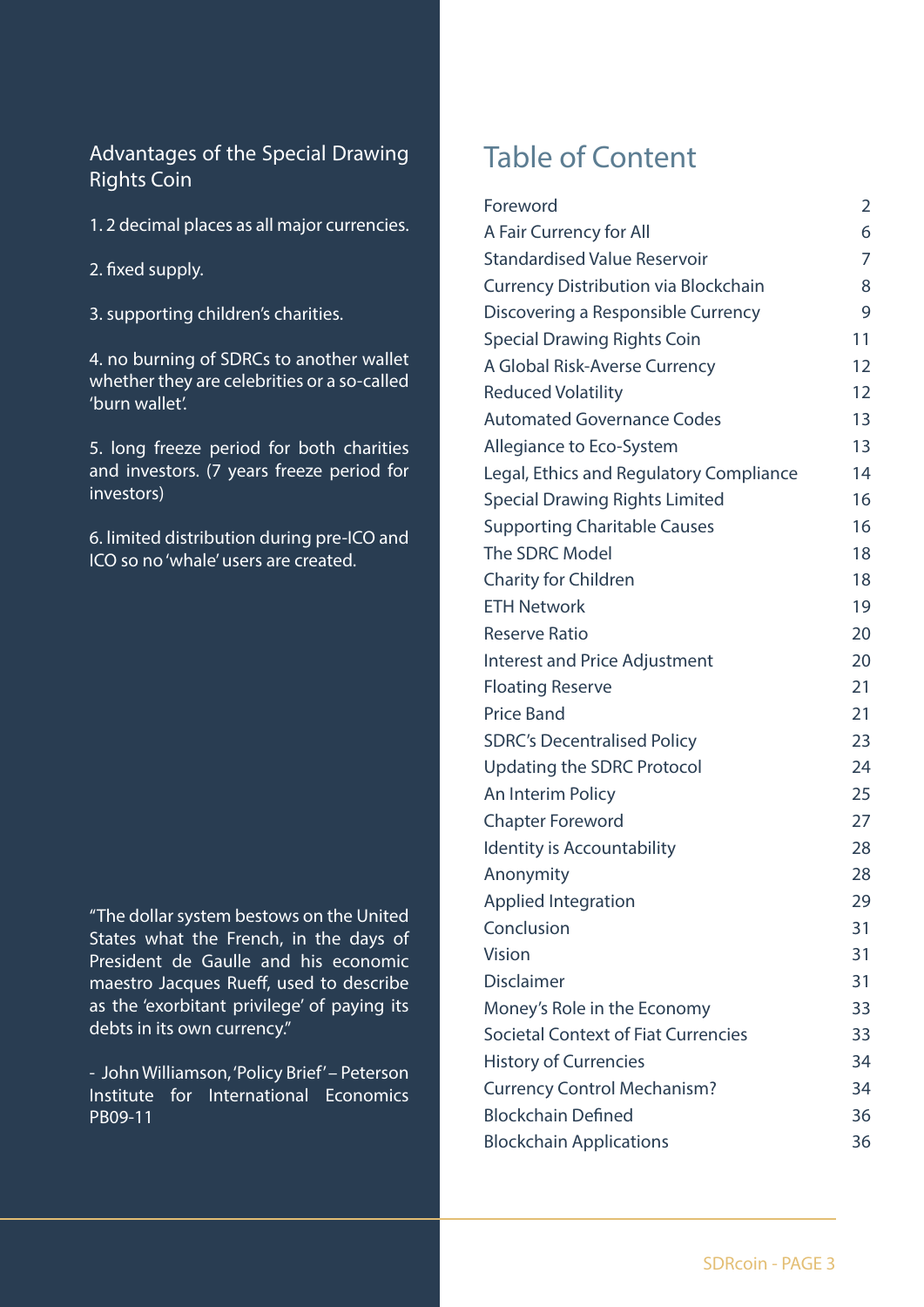## Advantages of the Special Drawing Rights Coin

1. 2 decimal places as all major currencies.

2. fixed supply.

3. supporting children's charities.

4. no burning of SDRCs to another wallet whether they are celebrities or a so-called 'burn wallet'.

5. long freeze period for both charities and investors. (7 years freeze period for investors)

6. limited distribution during pre-ICO and ICO so no 'whale' users are created.

"The dollar system bestows on the United States what the French, in the days of President de Gaulle and his economic maestro Jacques Rueff, used to describe as the 'exorbitant privilege' of paying its debts in its own currency."

- John Williamson, 'Policy Brief' – Peterson Institute for International Economics PB09-11

# Table of Content

| | |
|---|---|
| Foreword | 2 |
| A Fair Currency for All | 6 |
| Standardised Value Reservoir | 7 |
| Currency Distribution via Blockchain | 8 |
| Discovering a Responsible Currency | 9 |
| Special Drawing Rights Coin | 11 |
| A Global Risk-Averse Currency | 12 |
| Reduced Volatility | 12 |
| Automated Governance Codes | 13 |
| Allegiance to Eco-System | 13 |
| Legal, Ethics and Regulatory Compliance | 14 |
| Special Drawing Rights Limited | 16 |
| Supporting Charitable Causes | 16 |
| The SDRC Model | 18 |
| Charity for Children | 18 |
| ETH Network | 19 |
| Reserve Ratio | 20 |
| Interest and Price Adjustment | 20 |
| Floating Reserve | 21 |
| Price Band | 21 |
| SDRC's Decentralised Policy | 23 |
| Updating the SDRC Protocol | 24 |
| An Interim Policy | 25 |
| Chapter Foreword | 27 |
| Identity is Accountability | 28 |
| Anonymity | 28 |
| Applied Integration | 29 |
| Conclusion | 31 |
| Vision | 31 |
| Disclaimer | 31 |
| Money's Role in the Economy | 33 |
| Societal Context of Fiat Currencies | 33 |
| History of Currencies | 34 |
| Currency Control Mechanism? | 34 |
| Blockchain Defined | 36 |
| Blockchain Applications | 36 |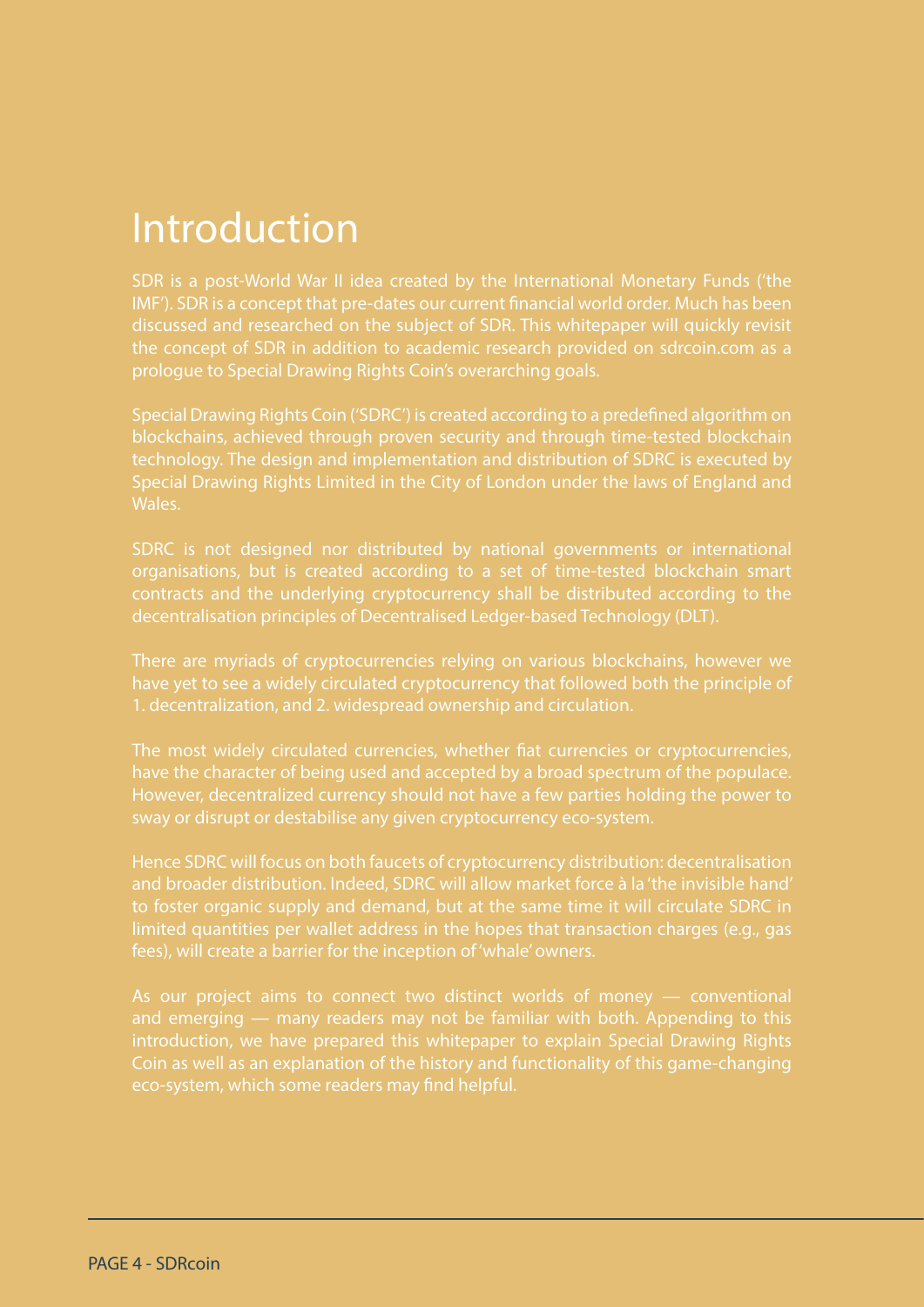# Introduction

SDR is a post-World War II idea created by the International Monetary Funds ('the IMF'). SDR is a concept that pre-dates our current financial world order. Much has been discussed and researched on the subject of SDR. This whitepaper will quickly revisit the concept of SDR in addition to academic research provided on sdrcoin.com as a prologue to Special Drawing Rights Coin's overarching goals.

Special Drawing Rights Coin ('SDRC') is created according to a predefined algorithm on blockchains, achieved through proven security and through time-tested blockchain technology. The design and implementation and distribution of SDRC is executed by Special Drawing Rights Limited in the City of London under the laws of England and Wales.

SDRC is not designed nor distributed by national governments or international organisations, but is created according to a set of time-tested blockchain smart contracts and the underlying cryptocurrency shall be distributed according to the decentralisation principles of Decentralised Ledger-based Technology (DLT).

There are myriads of cryptocurrencies relying on various blockchains, however we have yet to see a widely circulated cryptocurrency that followed both the principle of 1. decentralization, and 2. widespread ownership and circulation.

The most widely circulated currencies, whether fiat currencies or cryptocurrencies, have the character of being used and accepted by a broad spectrum of the populace. However, decentralized currency should not have a few parties holding the power to sway or disrupt or destabilise any given cryptocurrency eco-system.

Hence SDRC will focus on both faucets of cryptocurrency distribution: decentralisation and broader distribution. Indeed, SDRC will allow market force à la 'the invisible hand' to foster organic supply and demand, but at the same time it will circulate SDRC in limited quantities per wallet address in the hopes that transaction charges (e.g., gas fees), will create a barrier for the inception of 'whale' owners.

As our project aims to connect two distinct worlds of money — conventional and emerging — many readers may not be familiar with both. Appending to this introduction, we have prepared this whitepaper to explain Special Drawing Rights Coin as well as an explanation of the history and functionality of this game-changing eco-system, which some readers may find helpful.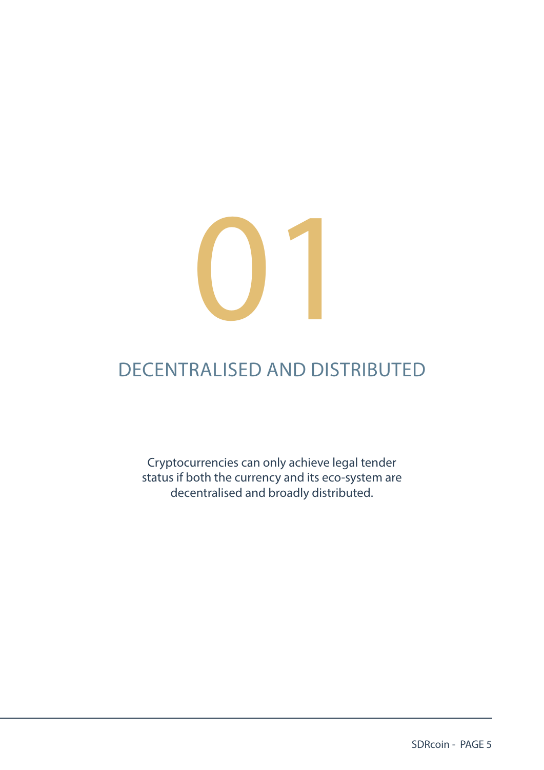# 01

## DECENTRALISED AND DISTRIBUTED

Cryptocurrencies can only achieve legal tender status if both the currency and its eco-system are decentralised and broadly distributed.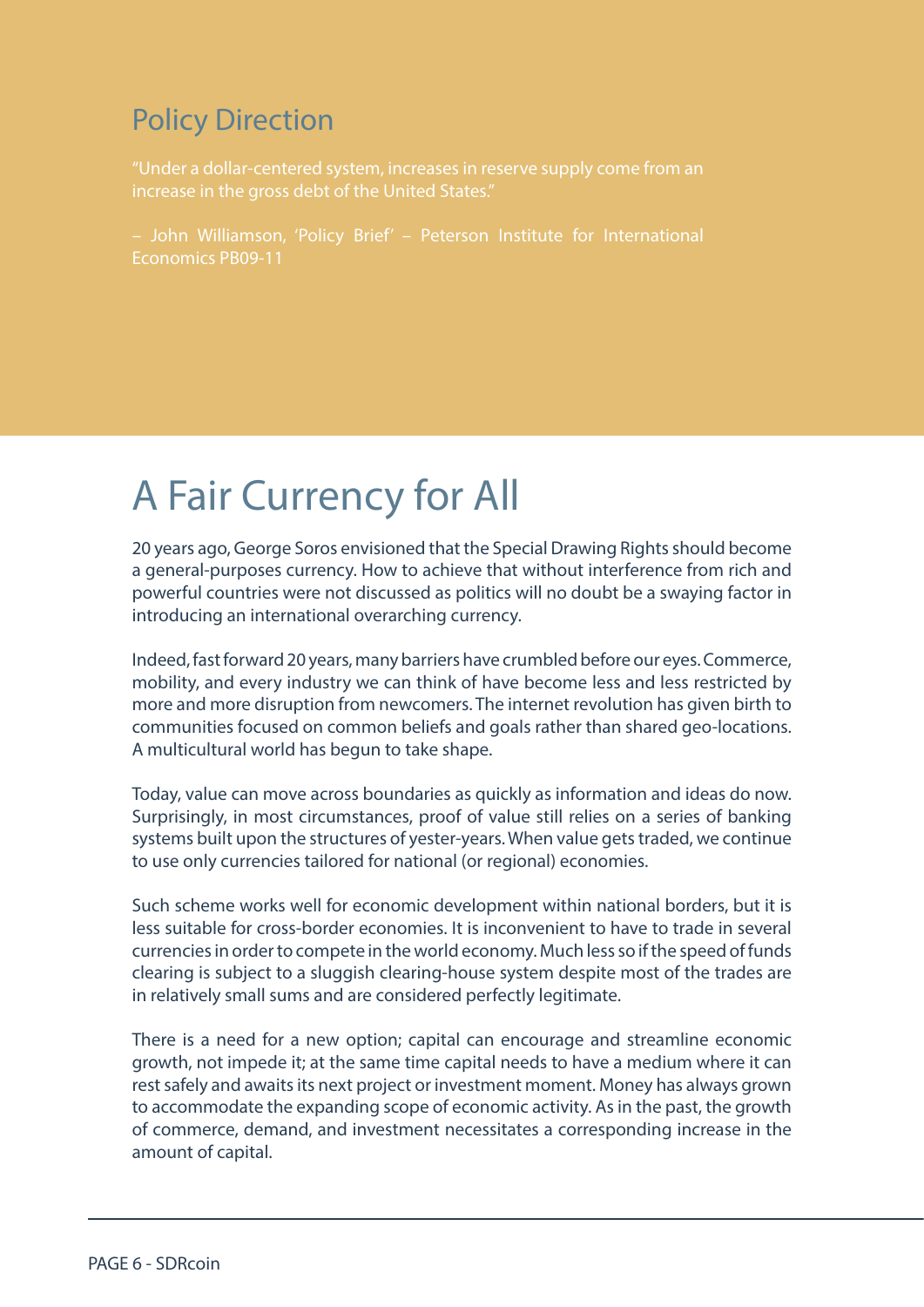## Policy Direction

"Under a dollar-centered system, increases in reserve supply come from an increase in the gross debt of the United States."

– John Williamson, 'Policy Brief' – Peterson Institute for International Economics PB09-11

# A Fair Currency for All

20 years ago, George Soros envisioned that the Special Drawing Rights should become a general-purposes currency. How to achieve that without interference from rich and powerful countries were not discussed as politics will no doubt be a swaying factor in introducing an international overarching currency.

Indeed, fast forward 20 years, many barriers have crumbled before our eyes. Commerce, mobility, and every industry we can think of have become less and less restricted by more and more disruption from newcomers. The internet revolution has given birth to communities focused on common beliefs and goals rather than shared geo-locations. A multicultural world has begun to take shape.

Today, value can move across boundaries as quickly as information and ideas do now. Surprisingly, in most circumstances, proof of value still relies on a series of banking systems built upon the structures of yester-years. When value gets traded, we continue to use only currencies tailored for national (or regional) economies.

Such scheme works well for economic development within national borders, but it is less suitable for cross-border economies. It is inconvenient to have to trade in several currencies in order to compete in the world economy. Much less so if the speed of funds clearing is subject to a sluggish clearing-house system despite most of the trades are in relatively small sums and are considered perfectly legitimate.

There is a need for a new option; capital can encourage and streamline economic growth, not impede it; at the same time capital needs to have a medium where it can rest safely and awaits its next project or investment moment. Money has always grown to accommodate the expanding scope of economic activity. As in the past, the growth of commerce, demand, and investment necessitates a corresponding increase in the amount of capital.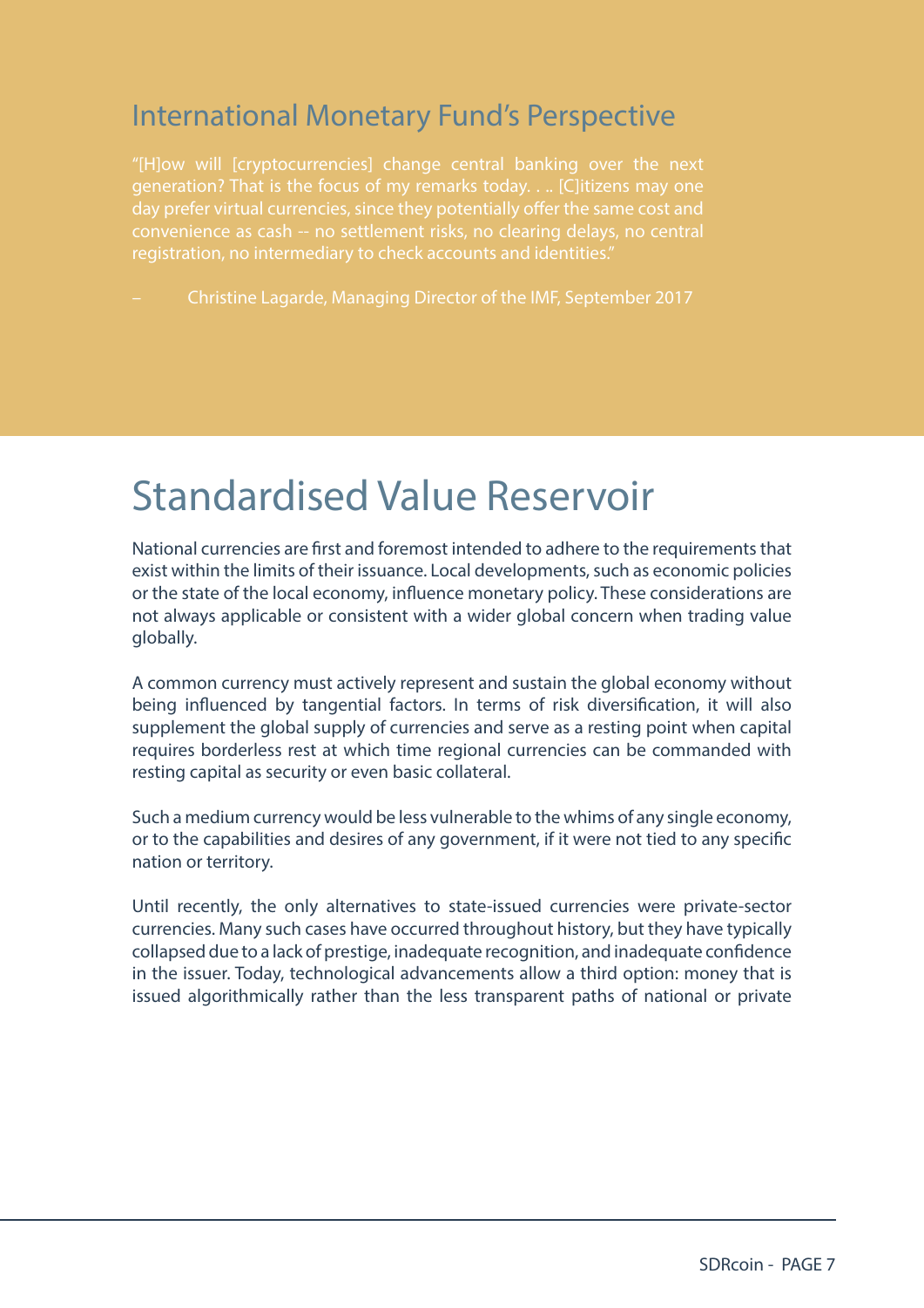## International Monetary Fund's Perspective

"[H]ow will [cryptocurrencies] change central banking over the next generation? That is the focus of my remarks today. . .. [C]itizens may one day prefer virtual currencies, since they potentially offer the same cost and convenience as cash -- no settlement risks, no clearing delays, no central registration, no intermediary to check accounts and identities."

– Christine Lagarde, Managing Director of the IMF, September 2017

# Standardised Value Reservoir

National currencies are first and foremost intended to adhere to the requirements that exist within the limits of their issuance. Local developments, such as economic policies or the state of the local economy, influence monetary policy. These considerations are not always applicable or consistent with a wider global concern when trading value globally.

A common currency must actively represent and sustain the global economy without being influenced by tangential factors. In terms of risk diversification, it will also supplement the global supply of currencies and serve as a resting point when capital requires borderless rest at which time regional currencies can be commanded with resting capital as security or even basic collateral.

Such a medium currency would be less vulnerable to the whims of any single economy, or to the capabilities and desires of any government, if it were not tied to any specific nation or territory.

Until recently, the only alternatives to state-issued currencies were private-sector currencies. Many such cases have occurred throughout history, but they have typically collapsed due to a lack of prestige, inadequate recognition, and inadequate confidence in the issuer. Today, technological advancements allow a third option: money that is issued algorithmically rather than the less transparent paths of national or private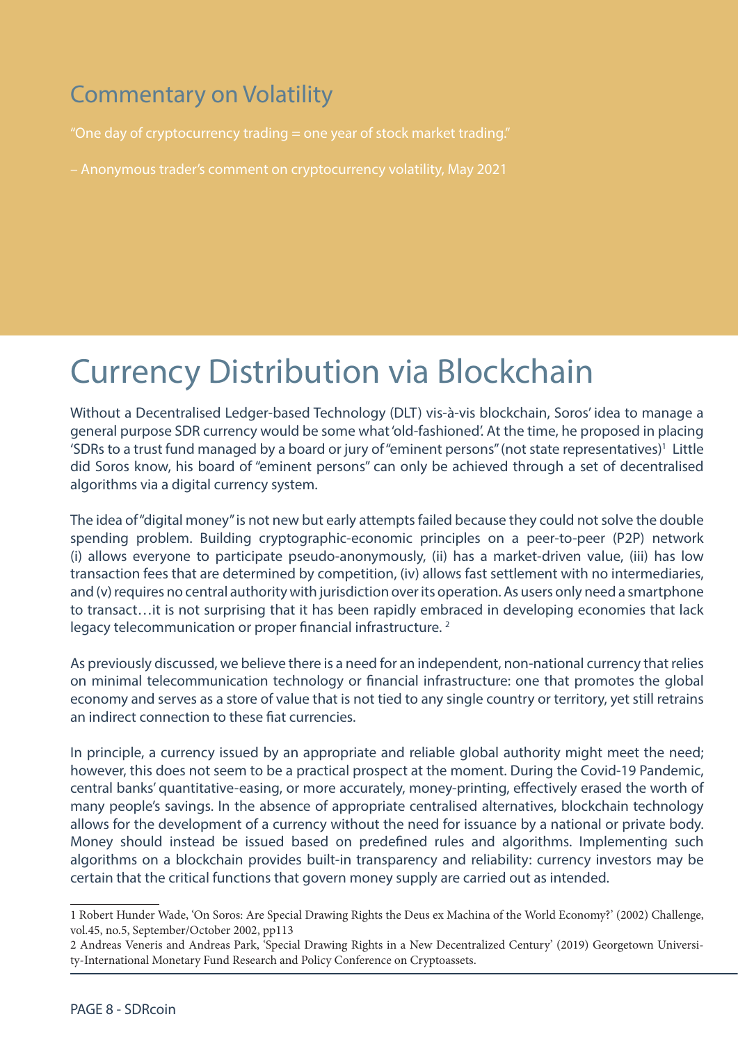## Commentary on Volatility

"One day of cryptocurrency trading = one year of stock market trading."

– Anonymous trader's comment on cryptocurrency volatility, May 2021

# Currency Distribution via Blockchain

Without a Decentralised Ledger-based Technology (DLT) vis-à-vis blockchain, Soros' idea to manage a general purpose SDR currency would be some what 'old-fashioned'. At the time, he proposed in placing 'SDRs to a trust fund managed by a board or jury of "eminent persons" (not state representatives)[1] Little did Soros know, his board of "eminent persons" can only be achieved through a set of decentralised algorithms via a digital currency system.

The idea of "digital money" is not new but early attempts failed because they could not solve the double spending problem. Building cryptographic-economic principles on a peer-to-peer (P2P) network (i) allows everyone to participate pseudo-anonymously, (ii) has a market-driven value, (iii) has low transaction fees that are determined by competition, (iv) allows fast settlement with no intermediaries, and (v) requires no central authority with jurisdiction over its operation. As users only need a smartphone to transact…it is not surprising that it has been rapidly embraced in developing economies that lack legacy telecommunication or proper financial infrastructure. [2]

As previously discussed, we believe there is a need for an independent, non-national currency that relies on minimal telecommunication technology or financial infrastructure: one that promotes the global economy and serves as a store of value that is not tied to any single country or territory, yet still retrains an indirect connection to these fiat currencies.

In principle, a currency issued by an appropriate and reliable global authority might meet the need; however, this does not seem to be a practical prospect at the moment. During the Covid-19 Pandemic, central banks' quantitative-easing, or more accurately, money-printing, effectively erased the worth of many people's savings. In the absence of appropriate centralised alternatives, blockchain technology allows for the development of a currency without the need for issuance by a national or private body. Money should instead be issued based on predefined rules and algorithms. Implementing such algorithms on a blockchain provides built-in transparency and reliability: currency investors may be certain that the critical functions that govern money supply are carried out as intended.

---

1 Robert Hunder Wade, 'On Soros: Are Special Drawing Rights the Deus ex Machina of the World Economy?' (2002) Challenge, vol.45, no.5, September/October 2002, pp113

2 Andreas Veneris and Andreas Park, 'Special Drawing Rights in a New Decentralized Century' (2019) Georgetown University-International Monetary Fund Research and Policy Conference on Cryptoassets.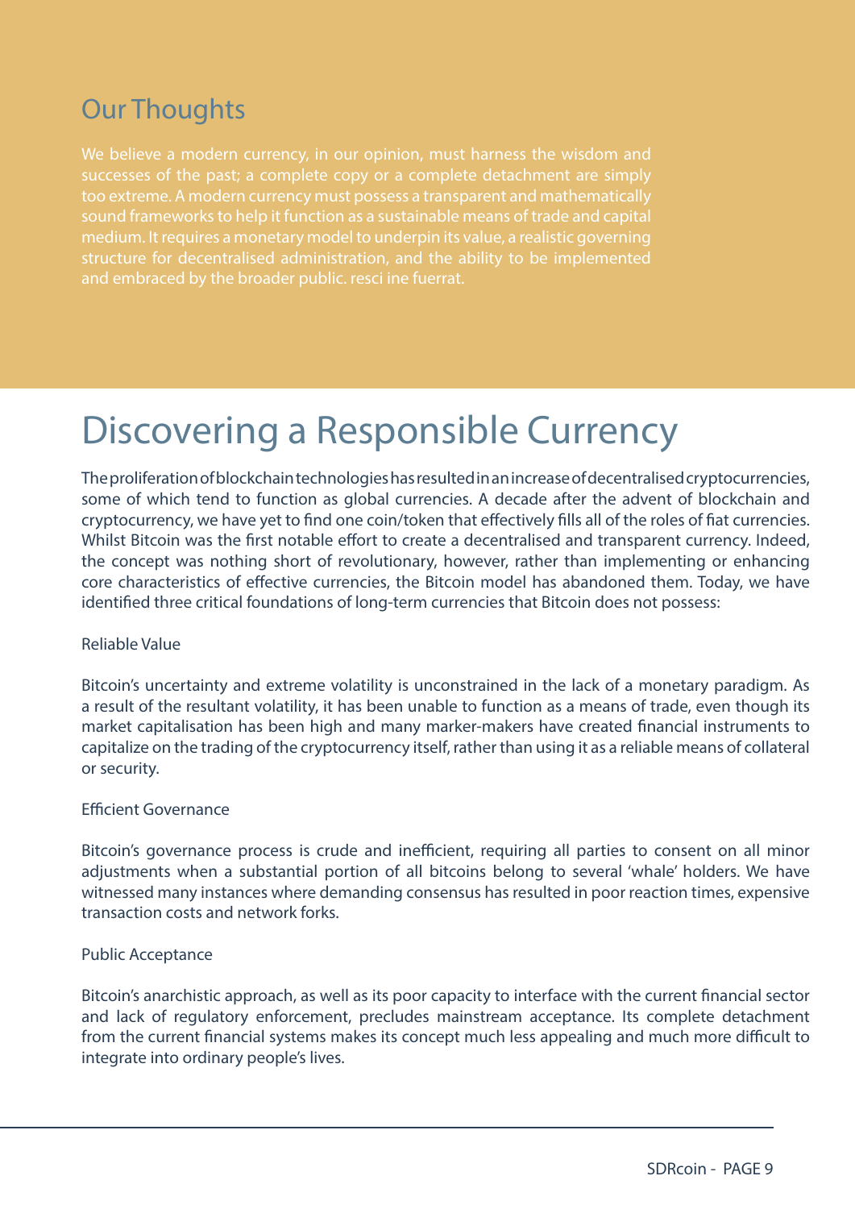## Our Thoughts

We believe a modern currency, in our opinion, must harness the wisdom and successes of the past; a complete copy or a complete detachment are simply too extreme. A modern currency must possess a transparent and mathematically sound frameworks to help it function as a sustainable means of trade and capital medium. It requires a monetary model to underpin its value, a realistic governing structure for decentralised administration, and the ability to be implemented and embraced by the broader public. resci ine fuerrat.

# Discovering a Responsible Currency

The proliferation of blockchain technologies has resulted in an increase of decentralised cryptocurrencies, some of which tend to function as global currencies. A decade after the advent of blockchain and cryptocurrency, we have yet to find one coin/token that effectively fills all of the roles of fiat currencies. Whilst Bitcoin was the first notable effort to create a decentralised and transparent currency. Indeed, the concept was nothing short of revolutionary, however, rather than implementing or enhancing core characteristics of effective currencies, the Bitcoin model has abandoned them. Today, we have identified three critical foundations of long-term currencies that Bitcoin does not possess:

Reliable Value

Bitcoin's uncertainty and extreme volatility is unconstrained in the lack of a monetary paradigm. As a result of the resultant volatility, it has been unable to function as a means of trade, even though its market capitalisation has been high and many marker-makers have created financial instruments to capitalize on the trading of the cryptocurrency itself, rather than using it as a reliable means of collateral or security.

Efficient Governance

Bitcoin's governance process is crude and inefficient, requiring all parties to consent on all minor adjustments when a substantial portion of all bitcoins belong to several 'whale' holders. We have witnessed many instances where demanding consensus has resulted in poor reaction times, expensive transaction costs and network forks.

Public Acceptance

Bitcoin's anarchistic approach, as well as its poor capacity to interface with the current financial sector and lack of regulatory enforcement, precludes mainstream acceptance. Its complete detachment from the current financial systems makes its concept much less appealing and much more difficult to integrate into ordinary people's lives.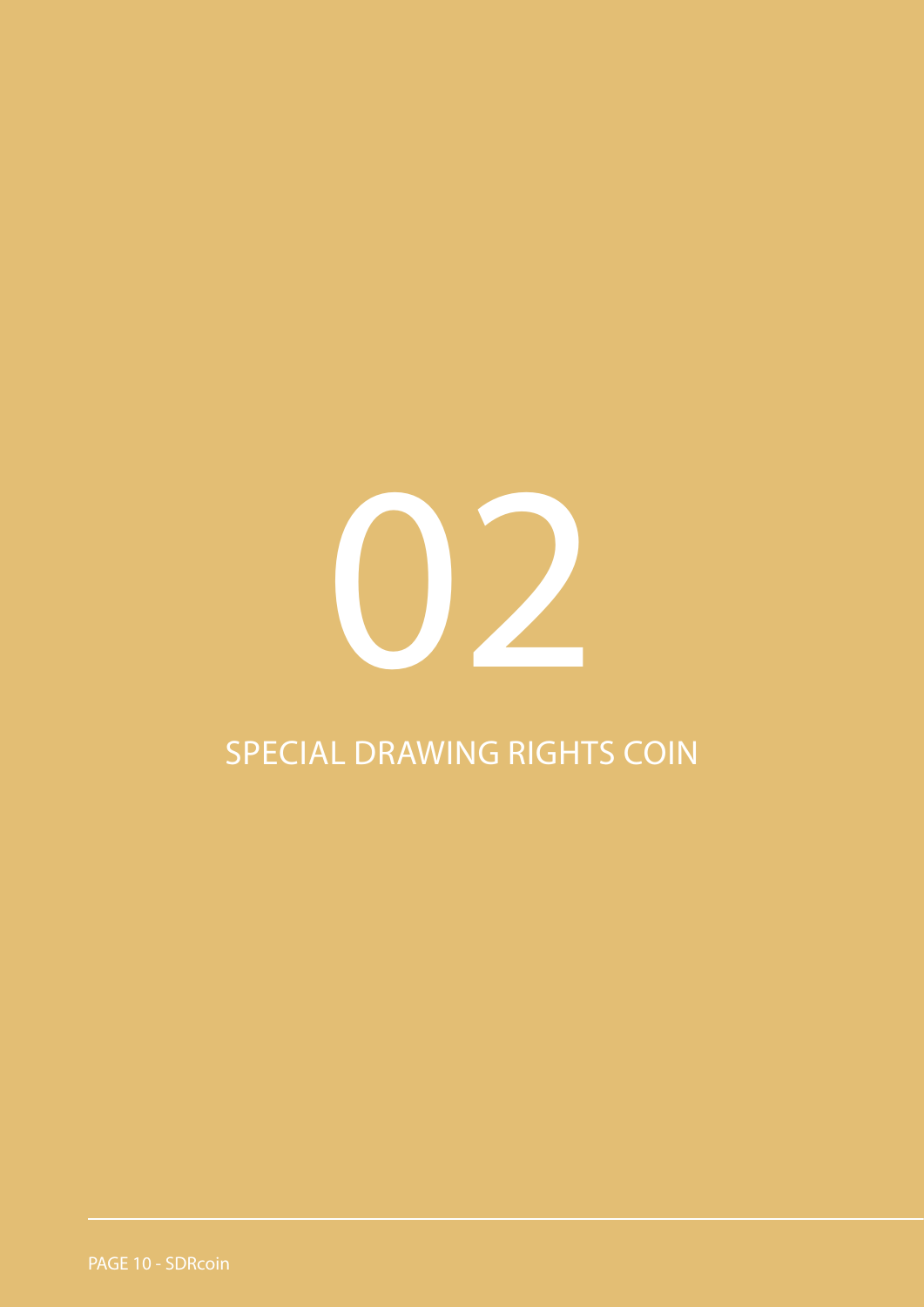# 02

## SPECIAL DRAWING RIGHTS COIN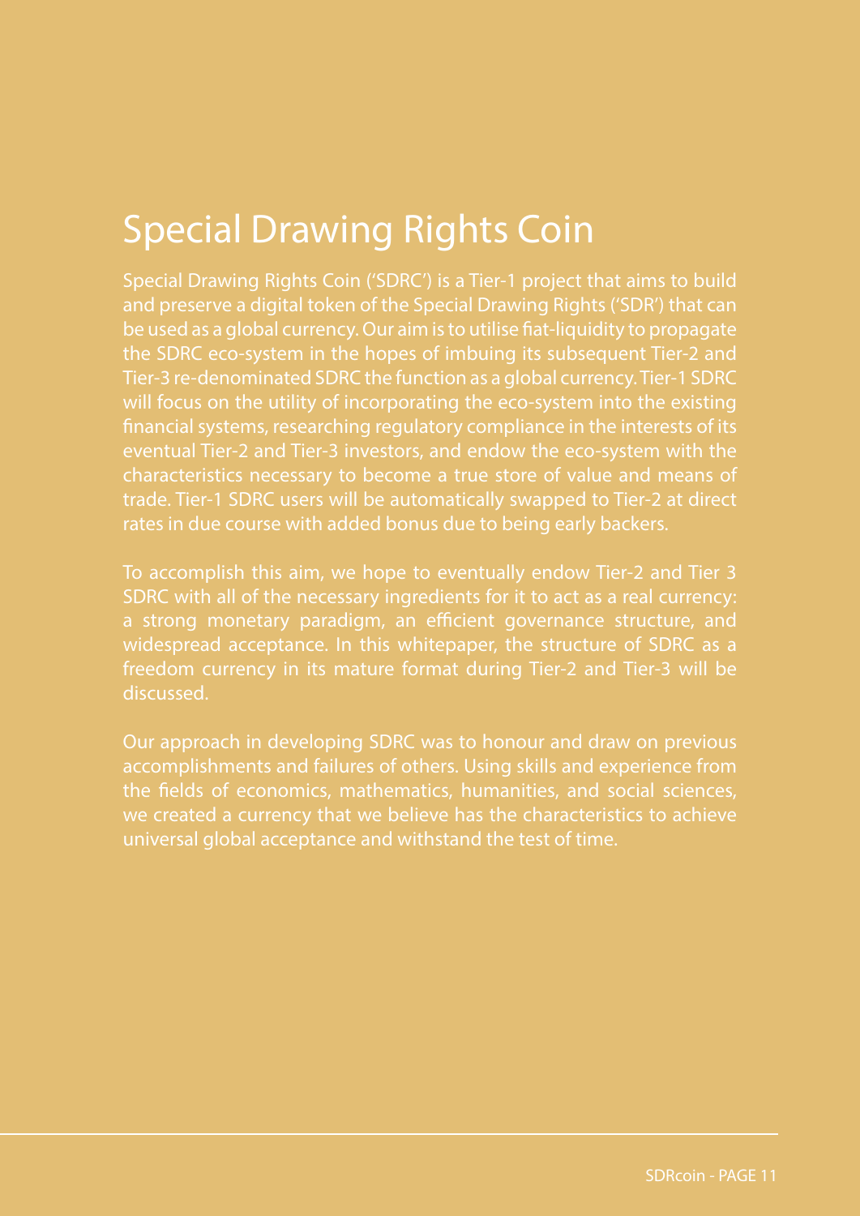# Special Drawing Rights Coin

Special Drawing Rights Coin ('SDRC') is a Tier-1 project that aims to build and preserve a digital token of the Special Drawing Rights ('SDR') that can be used as a global currency. Our aim is to utilise fiat-liquidity to propagate the SDRC eco-system in the hopes of imbuing its subsequent Tier-2 and Tier-3 re-denominated SDRC the function as a global currency. Tier-1 SDRC will focus on the utility of incorporating the eco-system into the existing financial systems, researching regulatory compliance in the interests of its eventual Tier-2 and Tier-3 investors, and endow the eco-system with the characteristics necessary to become a true store of value and means of trade. Tier-1 SDRC users will be automatically swapped to Tier-2 at direct rates in due course with added bonus due to being early backers.

To accomplish this aim, we hope to eventually endow Tier-2 and Tier 3 SDRC with all of the necessary ingredients for it to act as a real currency: a strong monetary paradigm, an efficient governance structure, and widespread acceptance. In this whitepaper, the structure of SDRC as a freedom currency in its mature format during Tier-2 and Tier-3 will be discussed.

Our approach in developing SDRC was to honour and draw on previous accomplishments and failures of others. Using skills and experience from the fields of economics, mathematics, humanities, and social sciences, we created a currency that we believe has the characteristics to achieve universal global acceptance and withstand the test of time.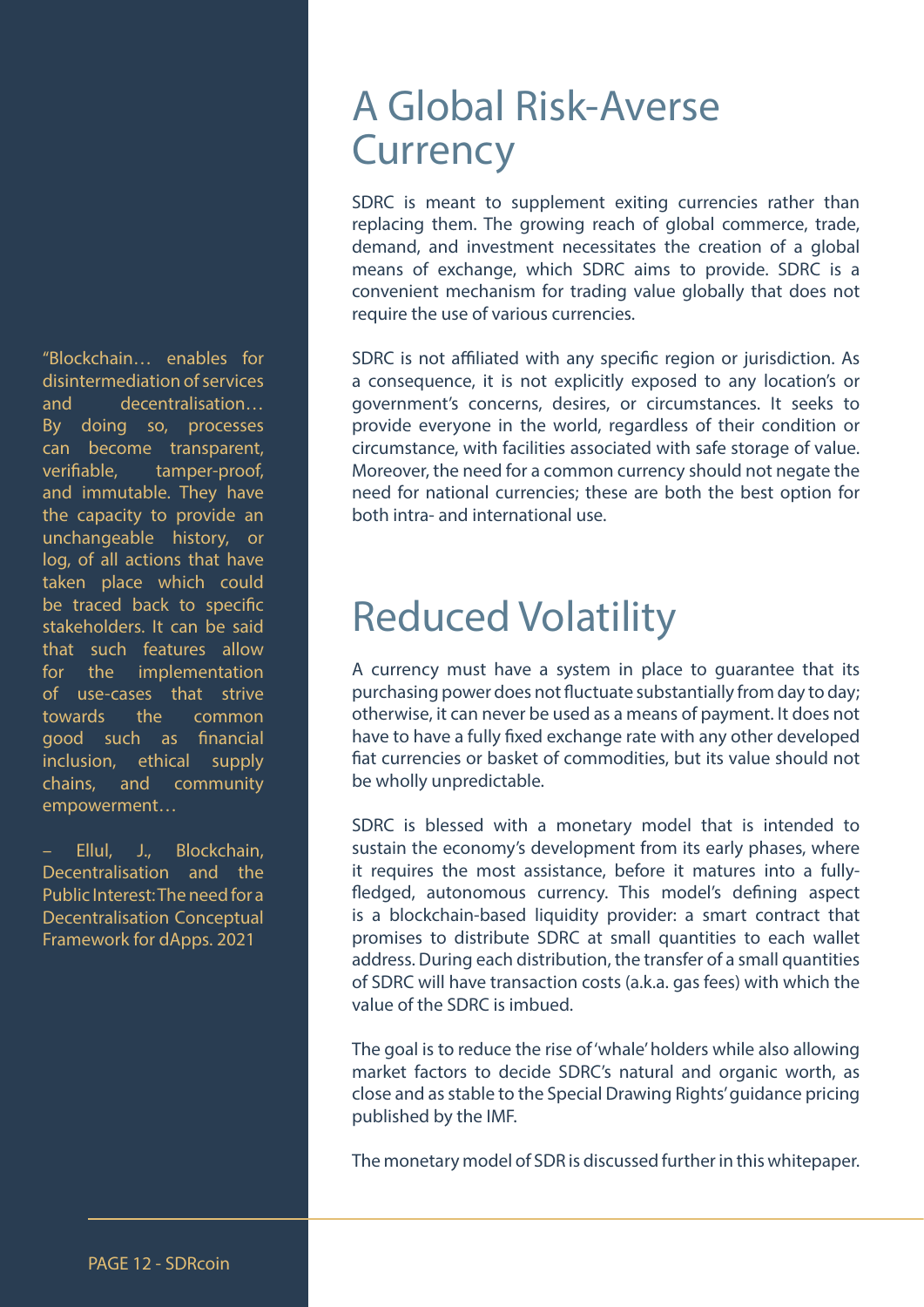> "Blockchain… enables for disintermediation of services and decentralisation… By doing so, processes can become transparent, verifiable, tamper-proof, and immutable. They have the capacity to provide an unchangeable history, or log, of all actions that have taken place which could be traced back to specific stakeholders. It can be said that such features allow for the implementation of use-cases that strive towards the common good such as financial inclusion, ethical supply chains, and community empowerment…
>
> – Ellul, J., Blockchain, Decentralisation and the Public Interest: The need for a Decentralisation Conceptual Framework for dApps. 2021

# A Global Risk-Averse Currency

SDRC is meant to supplement exiting currencies rather than replacing them. The growing reach of global commerce, trade, demand, and investment necessitates the creation of a global means of exchange, which SDRC aims to provide. SDRC is a convenient mechanism for trading value globally that does not require the use of various currencies.

SDRC is not affiliated with any specific region or jurisdiction. As a consequence, it is not explicitly exposed to any location's or government's concerns, desires, or circumstances. It seeks to provide everyone in the world, regardless of their condition or circumstance, with facilities associated with safe storage of value. Moreover, the need for a common currency should not negate the need for national currencies; these are both the best option for both intra- and international use.

# Reduced Volatility

A currency must have a system in place to guarantee that its purchasing power does not fluctuate substantially from day to day; otherwise, it can never be used as a means of payment. It does not have to have a fully fixed exchange rate with any other developed fiat currencies or basket of commodities, but its value should not be wholly unpredictable.

SDRC is blessed with a monetary model that is intended to sustain the economy's development from its early phases, where it requires the most assistance, before it matures into a fully-fledged, autonomous currency. This model's defining aspect is a blockchain-based liquidity provider: a smart contract that promises to distribute SDRC at small quantities to each wallet address. During each distribution, the transfer of a small quantities of SDRC will have transaction costs (a.k.a. gas fees) with which the value of the SDRC is imbued.

The goal is to reduce the rise of 'whale' holders while also allowing market factors to decide SDRC's natural and organic worth, as close and as stable to the Special Drawing Rights' guidance pricing published by the IMF.

The monetary model of SDR is discussed further in this whitepaper.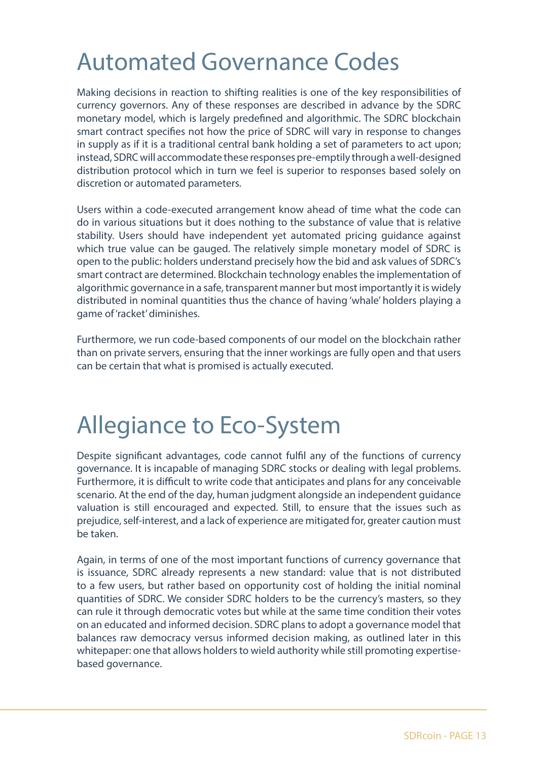# Automated Governance Codes

Making decisions in reaction to shifting realities is one of the key responsibilities of currency governors. Any of these responses are described in advance by the SDRC monetary model, which is largely predefined and algorithmic. The SDRC blockchain smart contract specifies not how the price of SDRC will vary in response to changes in supply as if it is a traditional central bank holding a set of parameters to act upon; instead, SDRC will accommodate these responses pre-emptily through a well-designed distribution protocol which in turn we feel is superior to responses based solely on discretion or automated parameters.

Users within a code-executed arrangement know ahead of time what the code can do in various situations but it does nothing to the substance of value that is relative stability. Users should have independent yet automated pricing guidance against which true value can be gauged. The relatively simple monetary model of SDRC is open to the public: holders understand precisely how the bid and ask values of SDRC's smart contract are determined. Blockchain technology enables the implementation of algorithmic governance in a safe, transparent manner but most importantly it is widely distributed in nominal quantities thus the chance of having 'whale' holders playing a game of 'racket' diminishes.

Furthermore, we run code-based components of our model on the blockchain rather than on private servers, ensuring that the inner workings are fully open and that users can be certain that what is promised is actually executed.

# Allegiance to Eco-System

Despite significant advantages, code cannot fulfil any of the functions of currency governance. It is incapable of managing SDRC stocks or dealing with legal problems. Furthermore, it is difficult to write code that anticipates and plans for any conceivable scenario. At the end of the day, human judgment alongside an independent guidance valuation is still encouraged and expected. Still, to ensure that the issues such as prejudice, self-interest, and a lack of experience are mitigated for, greater caution must be taken.

Again, in terms of one of the most important functions of currency governance that is issuance, SDRC already represents a new standard: value that is not distributed to a few users, but rather based on opportunity cost of holding the initial nominal quantities of SDRC. We consider SDRC holders to be the currency's masters, so they can rule it through democratic votes but while at the same time condition their votes on an educated and informed decision. SDRC plans to adopt a governance model that balances raw democracy versus informed decision making, as outlined later in this whitepaper: one that allows holders to wield authority while still promoting expertise-based governance.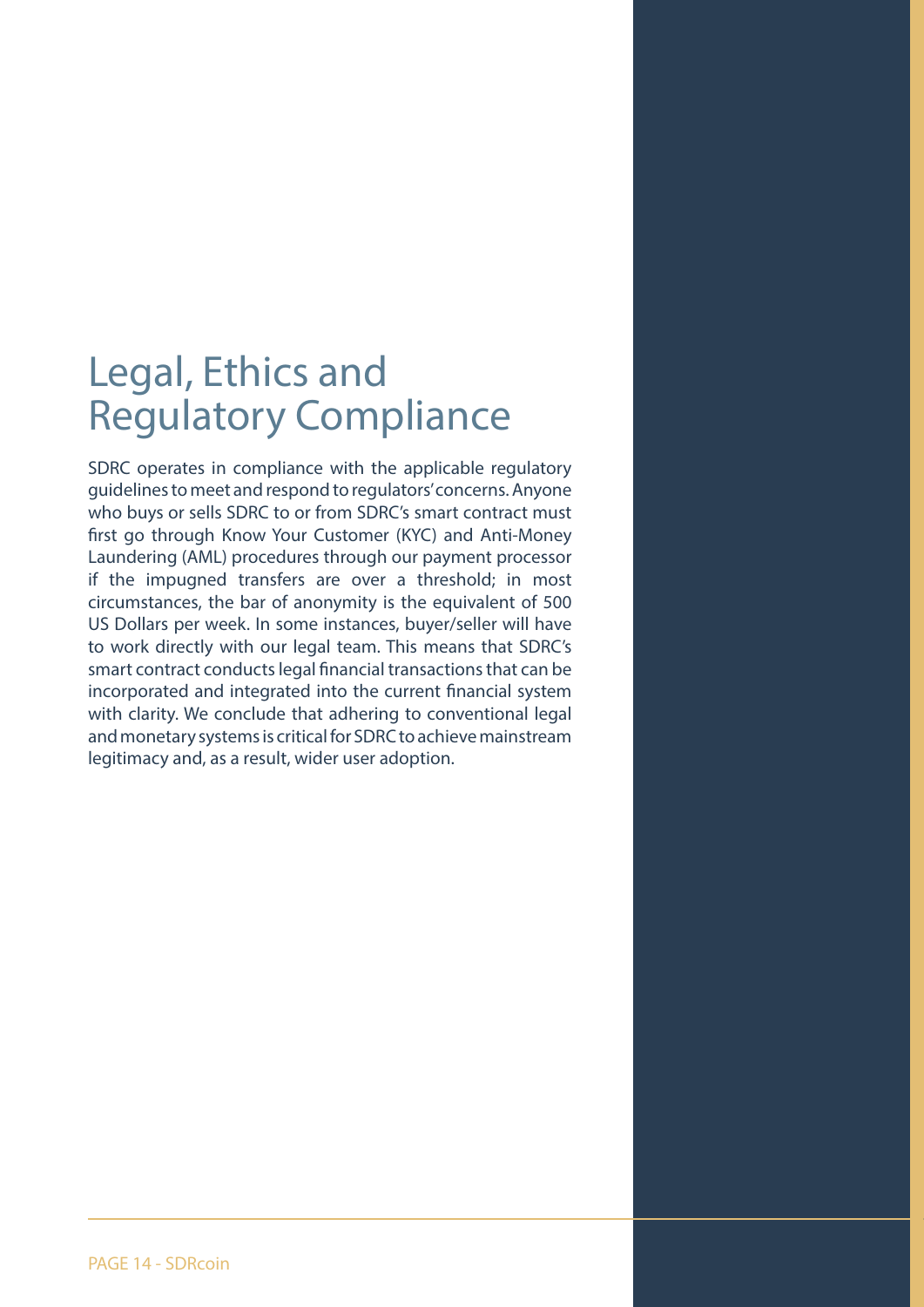# Legal, Ethics and Regulatory Compliance

SDRC operates in compliance with the applicable regulatory guidelines to meet and respond to regulators' concerns. Anyone who buys or sells SDRC to or from SDRC's smart contract must first go through Know Your Customer (KYC) and Anti-Money Laundering (AML) procedures through our payment processor if the impugned transfers are over a threshold; in most circumstances, the bar of anonymity is the equivalent of 500 US Dollars per week. In some instances, buyer/seller will have to work directly with our legal team. This means that SDRC's smart contract conducts legal financial transactions that can be incorporated and integrated into the current financial system with clarity. We conclude that adhering to conventional legal and monetary systems is critical for SDRC to achieve mainstream legitimacy and, as a result, wider user adoption.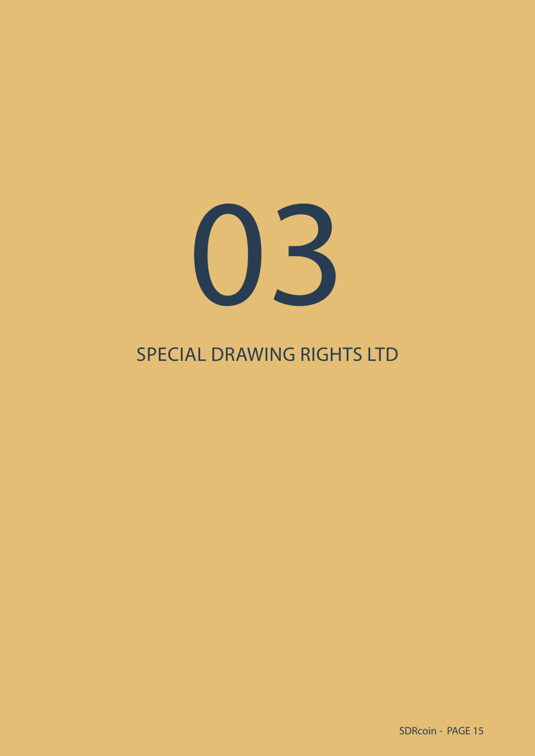# 03

## SPECIAL DRAWING RIGHTS LTD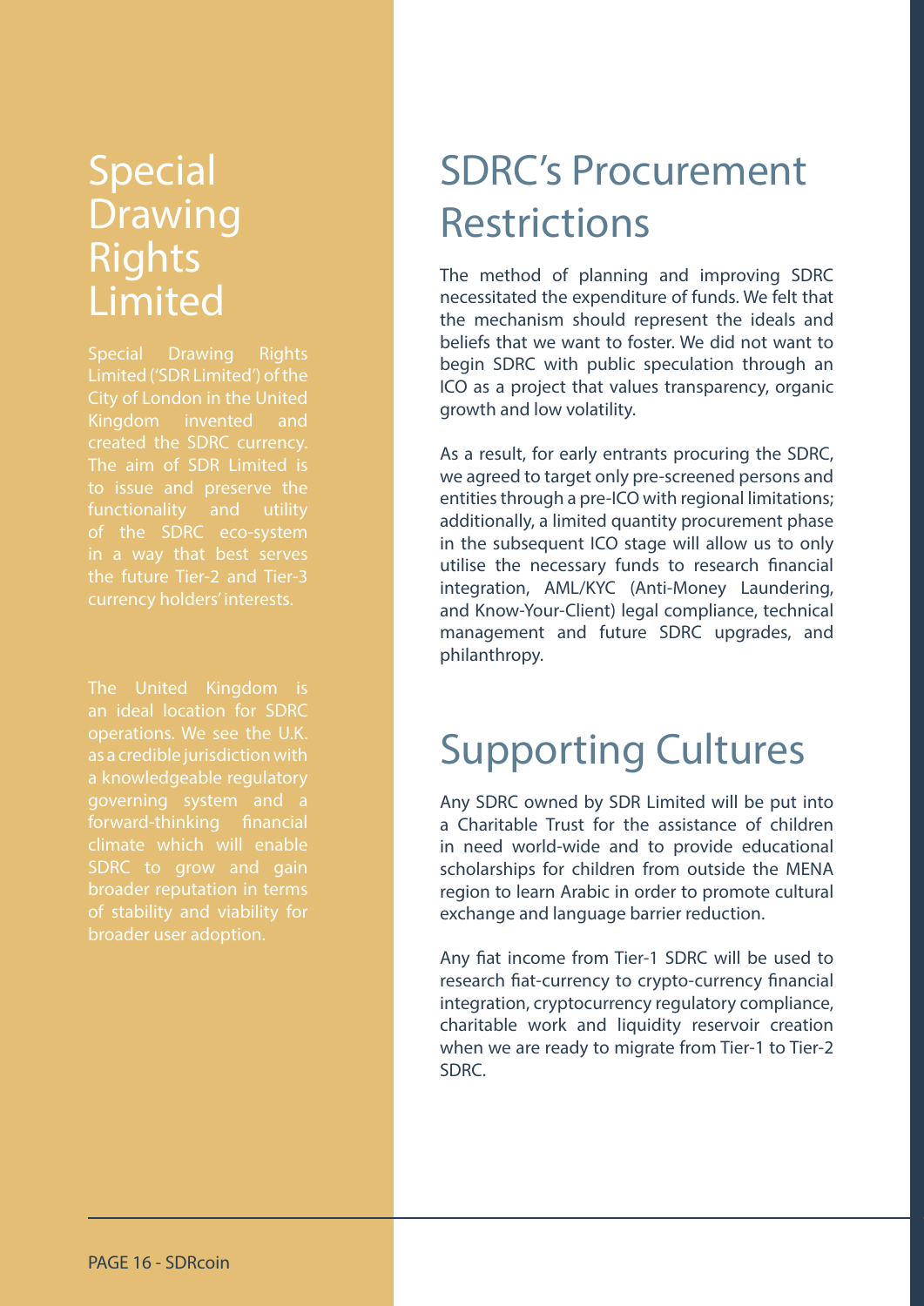# Special Drawing Rights Limited

Special Drawing Rights Limited ('SDR Limited') of the City of London in the United Kingdom invented and created the SDRC currency. The aim of SDR Limited is to issue and preserve the functionality and utility of the SDRC eco-system in a way that best serves the future Tier-2 and Tier-3 currency holders' interests.

The United Kingdom is an ideal location for SDRC operations. We see the U.K. as a credible jurisdiction with a knowledgeable regulatory governing system and a forward-thinking financial climate which will enable SDRC to grow and gain broader reputation in terms of stability and viability for broader user adoption.

# SDRC's Procurement Restrictions

The method of planning and improving SDRC necessitated the expenditure of funds. We felt that the mechanism should represent the ideals and beliefs that we want to foster. We did not want to begin SDRC with public speculation through an ICO as a project that values transparency, organic growth and low volatility.

As a result, for early entrants procuring the SDRC, we agreed to target only pre-screened persons and entities through a pre-ICO with regional limitations; additionally, a limited quantity procurement phase in the subsequent ICO stage will allow us to only utilise the necessary funds to research financial integration, AML/KYC (Anti-Money Laundering, and Know-Your-Client) legal compliance, technical management and future SDRC upgrades, and philanthropy.

# Supporting Cultures

Any SDRC owned by SDR Limited will be put into a Charitable Trust for the assistance of children in need world-wide and to provide educational scholarships for children from outside the MENA region to learn Arabic in order to promote cultural exchange and language barrier reduction.

Any fiat income from Tier-1 SDRC will be used to research fiat-currency to crypto-currency financial integration, cryptocurrency regulatory compliance, charitable work and liquidity reservoir creation when we are ready to migrate from Tier-1 to Tier-2 SDRC.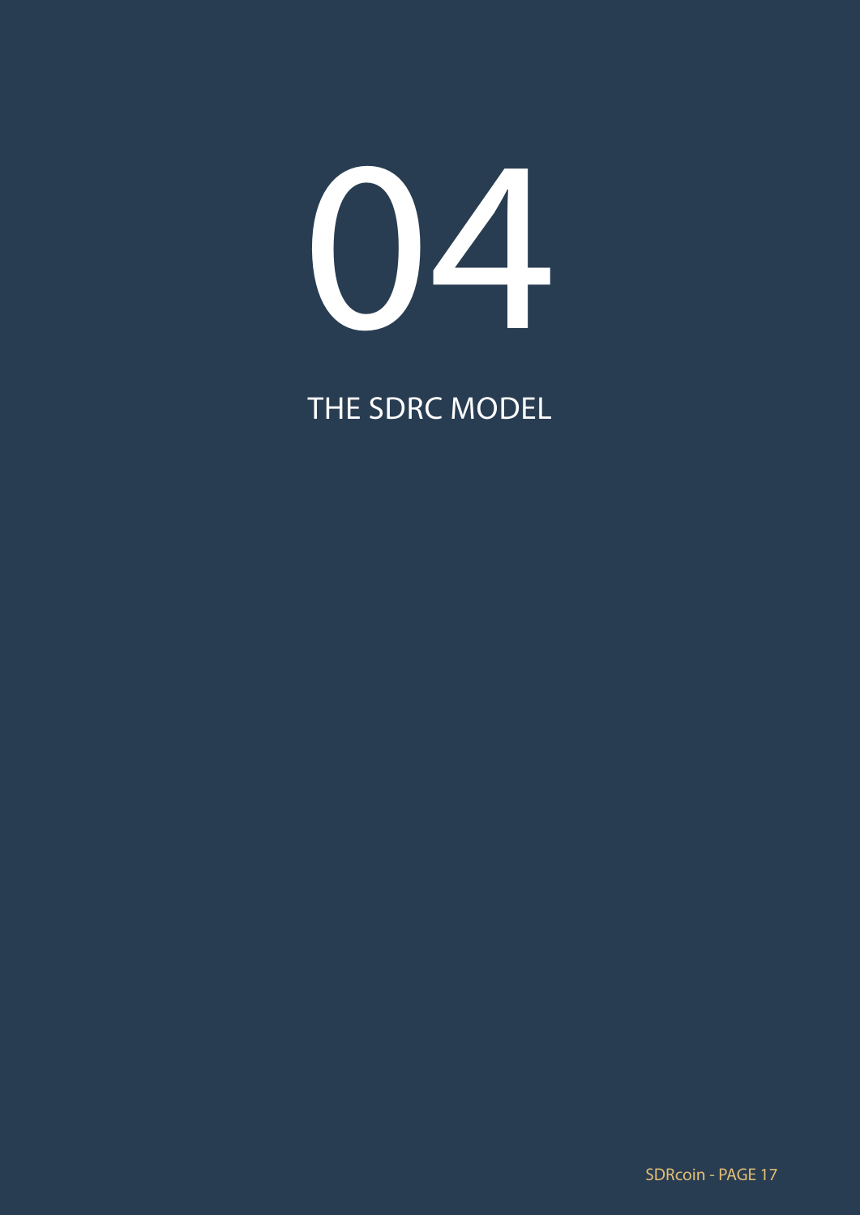# 04

## THE SDRC MODEL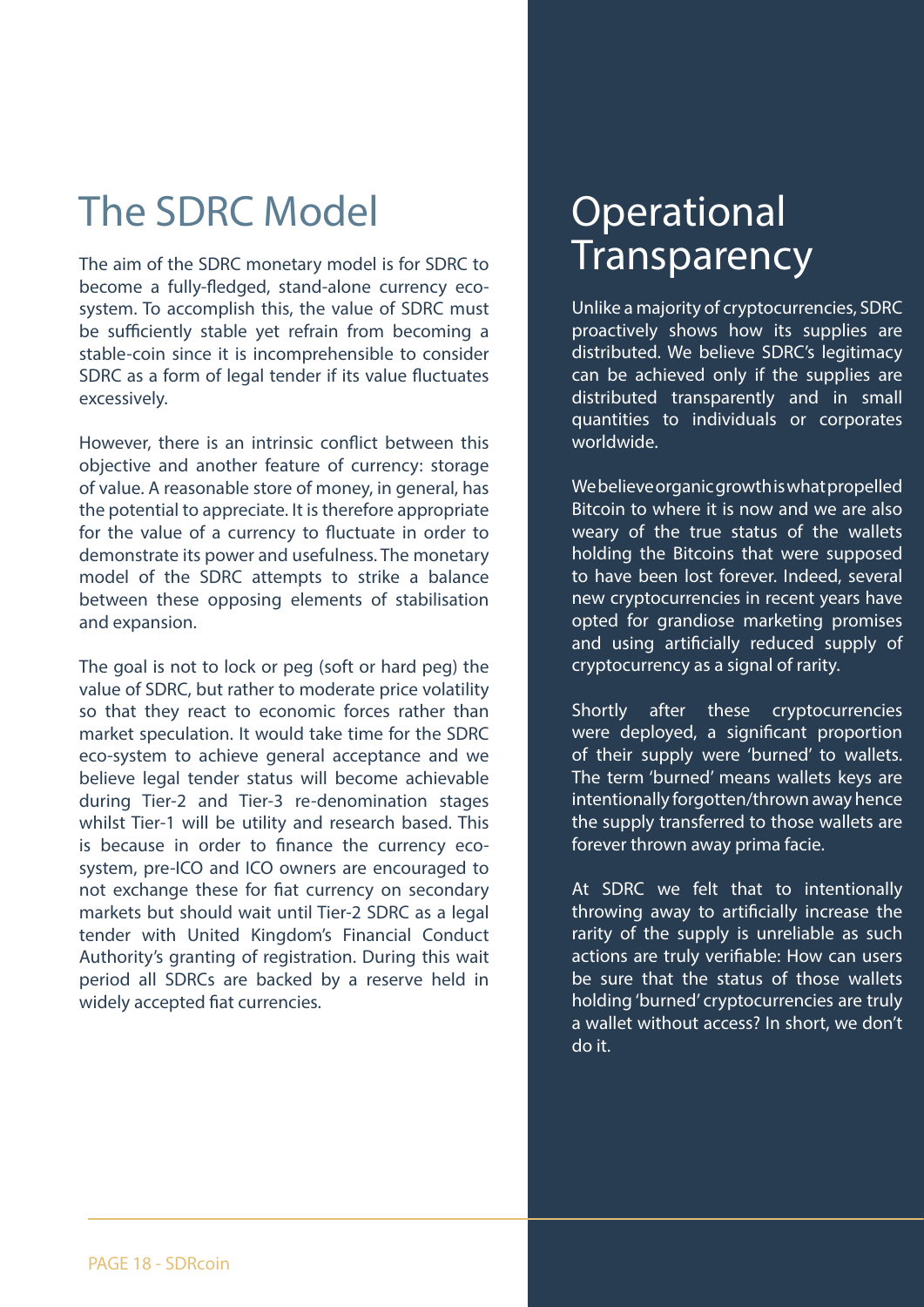# The SDRC Model

The aim of the SDRC monetary model is for SDRC to become a fully-fledged, stand-alone currency eco-system. To accomplish this, the value of SDRC must be sufficiently stable yet refrain from becoming a stable-coin since it is incomprehensible to consider SDRC as a form of legal tender if its value fluctuates excessively.

However, there is an intrinsic conflict between this objective and another feature of currency: storage of value. A reasonable store of money, in general, has the potential to appreciate. It is therefore appropriate for the value of a currency to fluctuate in order to demonstrate its power and usefulness. The monetary model of the SDRC attempts to strike a balance between these opposing elements of stabilisation and expansion.

The goal is not to lock or peg (soft or hard peg) the value of SDRC, but rather to moderate price volatility so that they react to economic forces rather than market speculation. It would take time for the SDRC eco-system to achieve general acceptance and we believe legal tender status will become achievable during Tier-2 and Tier-3 re-denomination stages whilst Tier-1 will be utility and research based. This is because in order to finance the currency eco-system, pre-ICO and ICO owners are encouraged to not exchange these for fiat currency on secondary markets but should wait until Tier-2 SDRC as a legal tender with United Kingdom's Financial Conduct Authority's granting of registration. During this wait period all SDRCs are backed by a reserve held in widely accepted fiat currencies.

# Operational Transparency

Unlike a majority of cryptocurrencies, SDRC proactively shows how its supplies are distributed. We believe SDRC's legitimacy can be achieved only if the supplies are distributed transparently and in small quantities to individuals or corporates worldwide.

We believe organic growth is what propelled Bitcoin to where it is now and we are also weary of the true status of the wallets holding the Bitcoins that were supposed to have been lost forever. Indeed, several new cryptocurrencies in recent years have opted for grandiose marketing promises and using artificially reduced supply of cryptocurrency as a signal of rarity.

Shortly after these cryptocurrencies were deployed, a significant proportion of their supply were 'burned' to wallets. The term 'burned' means wallets keys are intentionally forgotten/thrown away hence the supply transferred to those wallets are forever thrown away prima facie.

At SDRC we felt that to intentionally throwing away to artificially increase the rarity of the supply is unreliable as such actions are truly verifiable: How can users be sure that the status of those wallets holding 'burned' cryptocurrencies are truly a wallet without access? In short, we don't do it.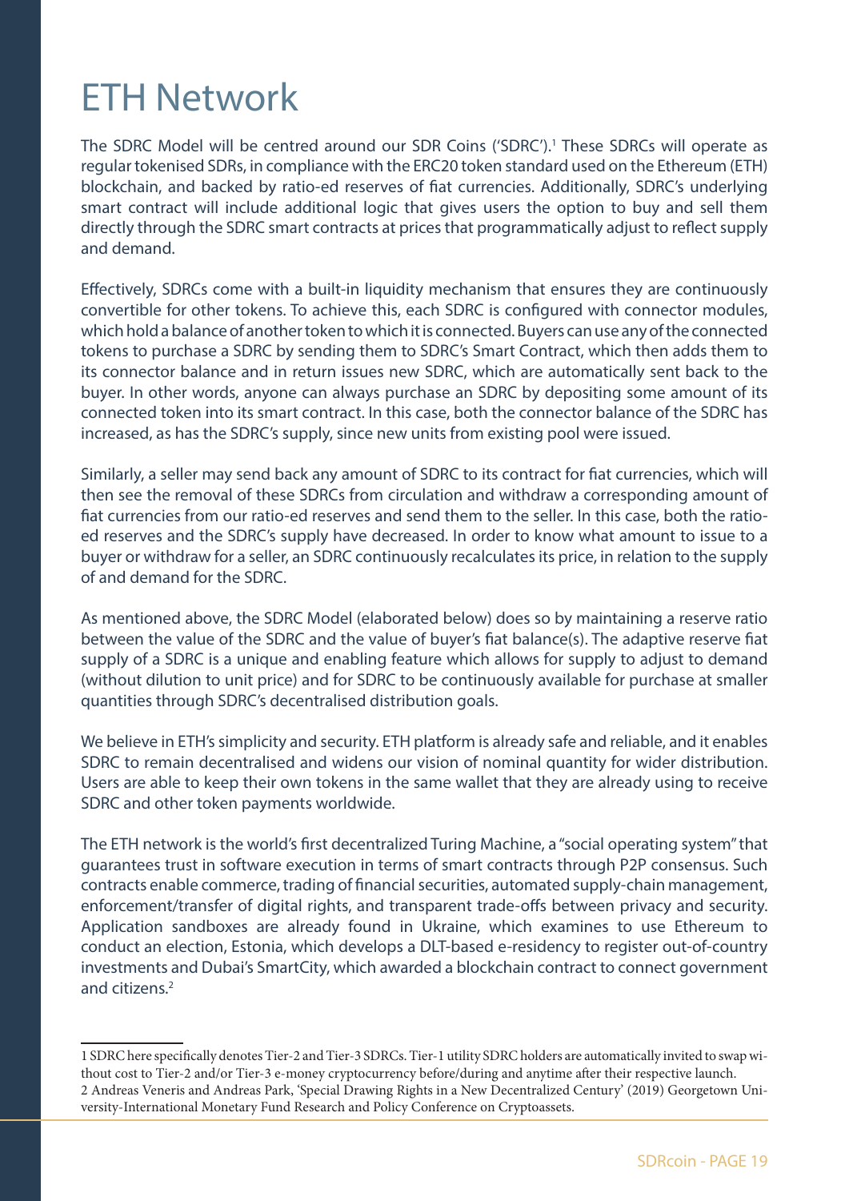# ETH Network

The SDRC Model will be centred around our SDR Coins ('SDRC').[1] These SDRCs will operate as regular tokenised SDRs, in compliance with the ERC20 token standard used on the Ethereum (ETH) blockchain, and backed by ratio-ed reserves of fiat currencies. Additionally, SDRC's underlying smart contract will include additional logic that gives users the option to buy and sell them directly through the SDRC smart contracts at prices that programmatically adjust to reflect supply and demand.

Effectively, SDRCs come with a built-in liquidity mechanism that ensures they are continuously convertible for other tokens. To achieve this, each SDRC is configured with connector modules, which hold a balance of another token to which it is connected. Buyers can use any of the connected tokens to purchase a SDRC by sending them to SDRC's Smart Contract, which then adds them to its connector balance and in return issues new SDRC, which are automatically sent back to the buyer. In other words, anyone can always purchase an SDRC by depositing some amount of its connected token into its smart contract. In this case, both the connector balance of the SDRC has increased, as has the SDRC's supply, since new units from existing pool were issued.

Similarly, a seller may send back any amount of SDRC to its contract for fiat currencies, which will then see the removal of these SDRCs from circulation and withdraw a corresponding amount of fiat currencies from our ratio-ed reserves and send them to the seller. In this case, both the ratio-ed reserves and the SDRC's supply have decreased. In order to know what amount to issue to a buyer or withdraw for a seller, an SDRC continuously recalculates its price, in relation to the supply of and demand for the SDRC.

As mentioned above, the SDRC Model (elaborated below) does so by maintaining a reserve ratio between the value of the SDRC and the value of buyer's fiat balance(s). The adaptive reserve fiat supply of a SDRC is a unique and enabling feature which allows for supply to adjust to demand (without dilution to unit price) and for SDRC to be continuously available for purchase at smaller quantities through SDRC's decentralised distribution goals.

We believe in ETH's simplicity and security. ETH platform is already safe and reliable, and it enables SDRC to remain decentralised and widens our vision of nominal quantity for wider distribution. Users are able to keep their own tokens in the same wallet that they are already using to receive SDRC and other token payments worldwide.

The ETH network is the world's first decentralized Turing Machine, a "social operating system" that guarantees trust in software execution in terms of smart contracts through P2P consensus. Such contracts enable commerce, trading of financial securities, automated supply-chain management, enforcement/transfer of digital rights, and transparent trade-offs between privacy and security. Application sandboxes are already found in Ukraine, which examines to use Ethereum to conduct an election, Estonia, which develops a DLT-based e-residency to register out-of-country investments and Dubai's SmartCity, which awarded a blockchain contract to connect government and citizens.[2]

---

1 SDRC here specifically denotes Tier-2 and Tier-3 SDRCs. Tier-1 utility SDRC holders are automatically invited to swap without cost to Tier-2 and/or Tier-3 e-money cryptocurrency before/during and anytime after their respective launch.

2 Andreas Veneris and Andreas Park, 'Special Drawing Rights in a New Decentralized Century' (2019) Georgetown University-International Monetary Fund Research and Policy Conference on Cryptoassets.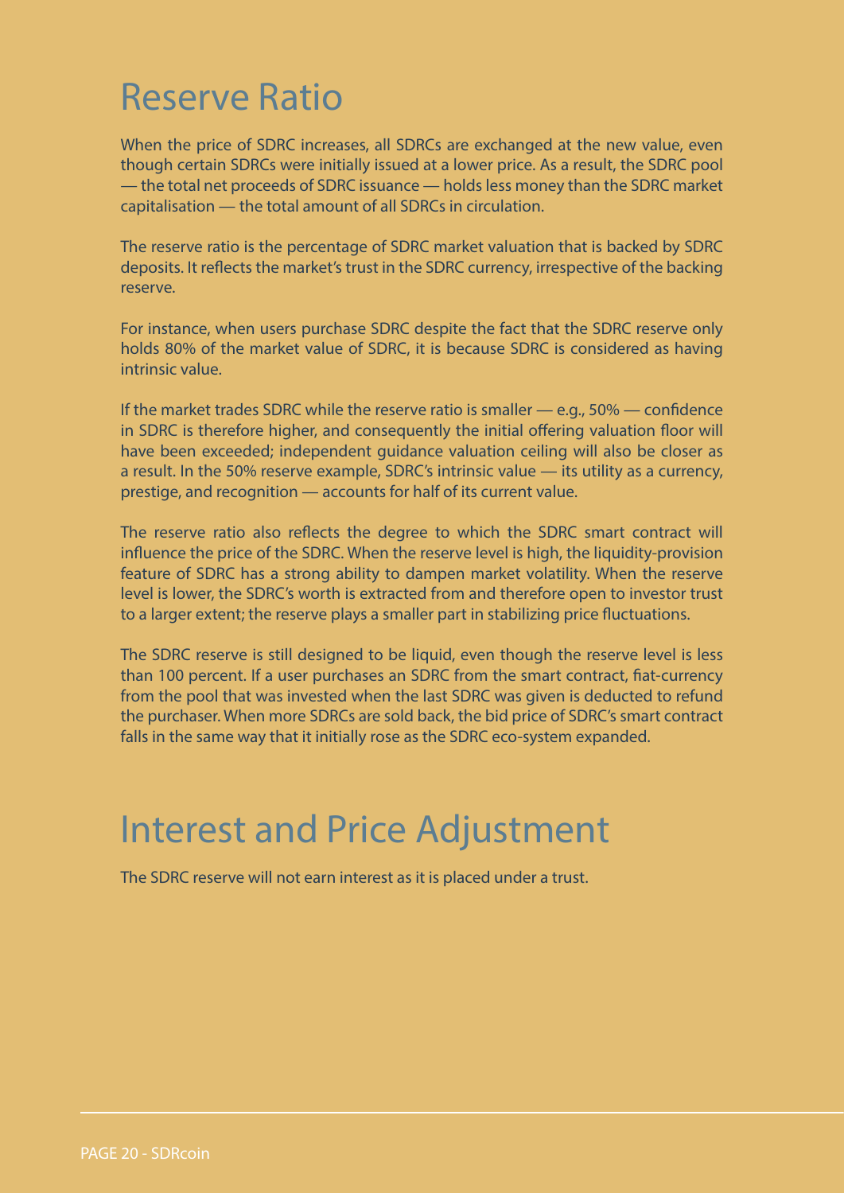# Reserve Ratio

When the price of SDRC increases, all SDRCs are exchanged at the new value, even though certain SDRCs were initially issued at a lower price. As a result, the SDRC pool — the total net proceeds of SDRC issuance — holds less money than the SDRC market capitalisation — the total amount of all SDRCs in circulation.

The reserve ratio is the percentage of SDRC market valuation that is backed by SDRC deposits. It reflects the market's trust in the SDRC currency, irrespective of the backing reserve.

For instance, when users purchase SDRC despite the fact that the SDRC reserve only holds 80% of the market value of SDRC, it is because SDRC is considered as having intrinsic value.

If the market trades SDRC while the reserve ratio is smaller — e.g., 50% — confidence in SDRC is therefore higher, and consequently the initial offering valuation floor will have been exceeded; independent guidance valuation ceiling will also be closer as a result. In the 50% reserve example, SDRC's intrinsic value — its utility as a currency, prestige, and recognition — accounts for half of its current value.

The reserve ratio also reflects the degree to which the SDRC smart contract will influence the price of the SDRC. When the reserve level is high, the liquidity-provision feature of SDRC has a strong ability to dampen market volatility. When the reserve level is lower, the SDRC's worth is extracted from and therefore open to investor trust to a larger extent; the reserve plays a smaller part in stabilizing price fluctuations.

The SDRC reserve is still designed to be liquid, even though the reserve level is less than 100 percent. If a user purchases an SDRC from the smart contract, fiat-currency from the pool that was invested when the last SDRC was given is deducted to refund the purchaser. When more SDRCs are sold back, the bid price of SDRC's smart contract falls in the same way that it initially rose as the SDRC eco-system expanded.

# Interest and Price Adjustment

The SDRC reserve will not earn interest as it is placed under a trust.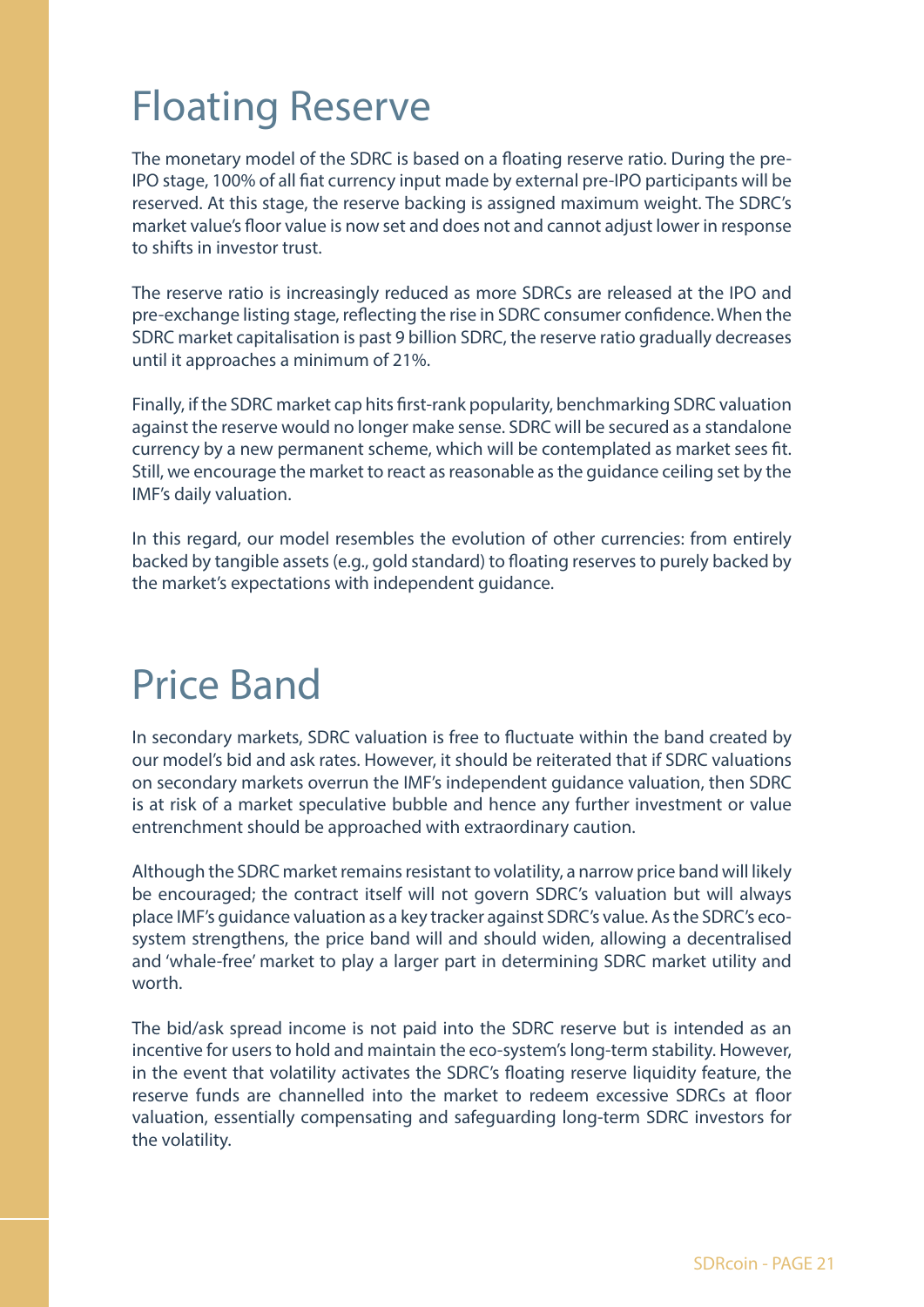# Floating Reserve

The monetary model of the SDRC is based on a floating reserve ratio. During the pre-IPO stage, 100% of all fiat currency input made by external pre-IPO participants will be reserved. At this stage, the reserve backing is assigned maximum weight. The SDRC's market value's floor value is now set and does not and cannot adjust lower in response to shifts in investor trust.

The reserve ratio is increasingly reduced as more SDRCs are released at the IPO and pre-exchange listing stage, reflecting the rise in SDRC consumer confidence. When the SDRC market capitalisation is past 9 billion SDRC, the reserve ratio gradually decreases until it approaches a minimum of 21%.

Finally, if the SDRC market cap hits first-rank popularity, benchmarking SDRC valuation against the reserve would no longer make sense. SDRC will be secured as a standalone currency by a new permanent scheme, which will be contemplated as market sees fit. Still, we encourage the market to react as reasonable as the guidance ceiling set by the IMF's daily valuation.

In this regard, our model resembles the evolution of other currencies: from entirely backed by tangible assets (e.g., gold standard) to floating reserves to purely backed by the market's expectations with independent guidance.

# Price Band

In secondary markets, SDRC valuation is free to fluctuate within the band created by our model's bid and ask rates. However, it should be reiterated that if SDRC valuations on secondary markets overrun the IMF's independent guidance valuation, then SDRC is at risk of a market speculative bubble and hence any further investment or value entrenchment should be approached with extraordinary caution.

Although the SDRC market remains resistant to volatility, a narrow price band will likely be encouraged; the contract itself will not govern SDRC's valuation but will always place IMF's guidance valuation as a key tracker against SDRC's value. As the SDRC's eco-system strengthens, the price band will and should widen, allowing a decentralised and 'whale-free' market to play a larger part in determining SDRC market utility and worth.

The bid/ask spread income is not paid into the SDRC reserve but is intended as an incentive for users to hold and maintain the eco-system's long-term stability. However, in the event that volatility activates the SDRC's floating reserve liquidity feature, the reserve funds are channelled into the market to redeem excessive SDRCs at floor valuation, essentially compensating and safeguarding long-term SDRC investors for the volatility.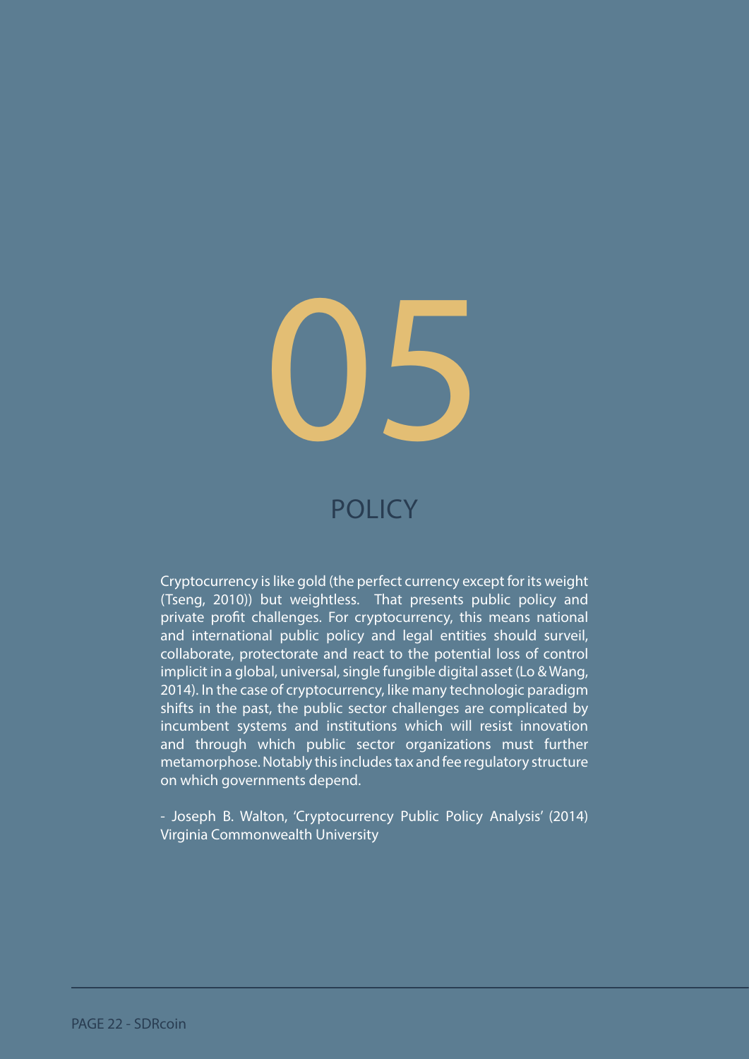# 05

## POLICY

Cryptocurrency is like gold (the perfect currency except for its weight (Tseng, 2010)) but weightless. That presents public policy and private profit challenges. For cryptocurrency, this means national and international public policy and legal entities should surveil, collaborate, protectorate and react to the potential loss of control implicit in a global, universal, single fungible digital asset (Lo & Wang, 2014). In the case of cryptocurrency, like many technologic paradigm shifts in the past, the public sector challenges are complicated by incumbent systems and institutions which will resist innovation and through which public sector organizations must further metamorphose. Notably this includes tax and fee regulatory structure on which governments depend.

- Joseph B. Walton, 'Cryptocurrency Public Policy Analysis' (2014) Virginia Commonwealth University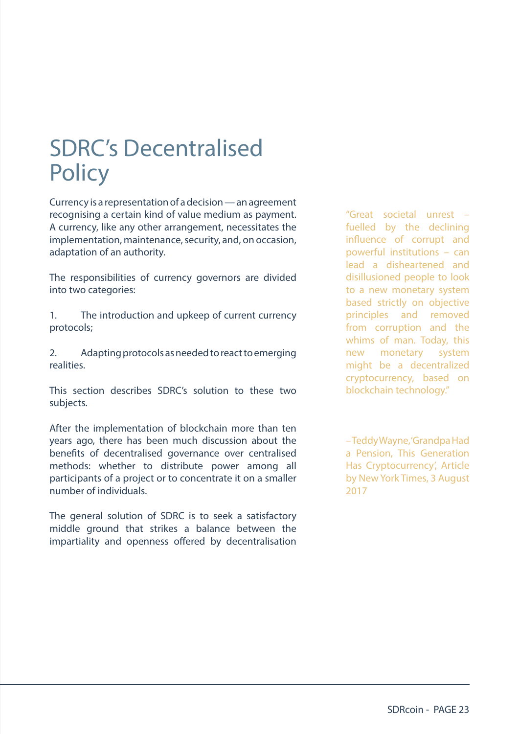# SDRC's Decentralised Policy

Currency is a representation of a decision — an agreement recognising a certain kind of value medium as payment. A currency, like any other arrangement, necessitates the implementation, maintenance, security, and, on occasion, adaptation of an authority.

The responsibilities of currency governors are divided into two categories:

1. The introduction and upkeep of current currency protocols;

2. Adapting protocols as needed to react to emerging realities.

This section describes SDRC's solution to these two subjects.

After the implementation of blockchain more than ten years ago, there has been much discussion about the benefits of decentralised governance over centralised methods: whether to distribute power among all participants of a project or to concentrate it on a smaller number of individuals.

The general solution of SDRC is to seek a satisfactory middle ground that strikes a balance between the impartiality and openness offered by decentralisation

> "Great societal unrest – fuelled by the declining influence of corrupt and powerful institutions – can lead a disheartened and disillusioned people to look to a new monetary system based strictly on objective principles and removed from corruption and the whims of man. Today, this new monetary system might be a decentralized cryptocurrency, based on blockchain technology."
>
> – Teddy Wayne, 'Grandpa Had a Pension, This Generation Has Cryptocurrency', Article by New York Times, 3 August 2017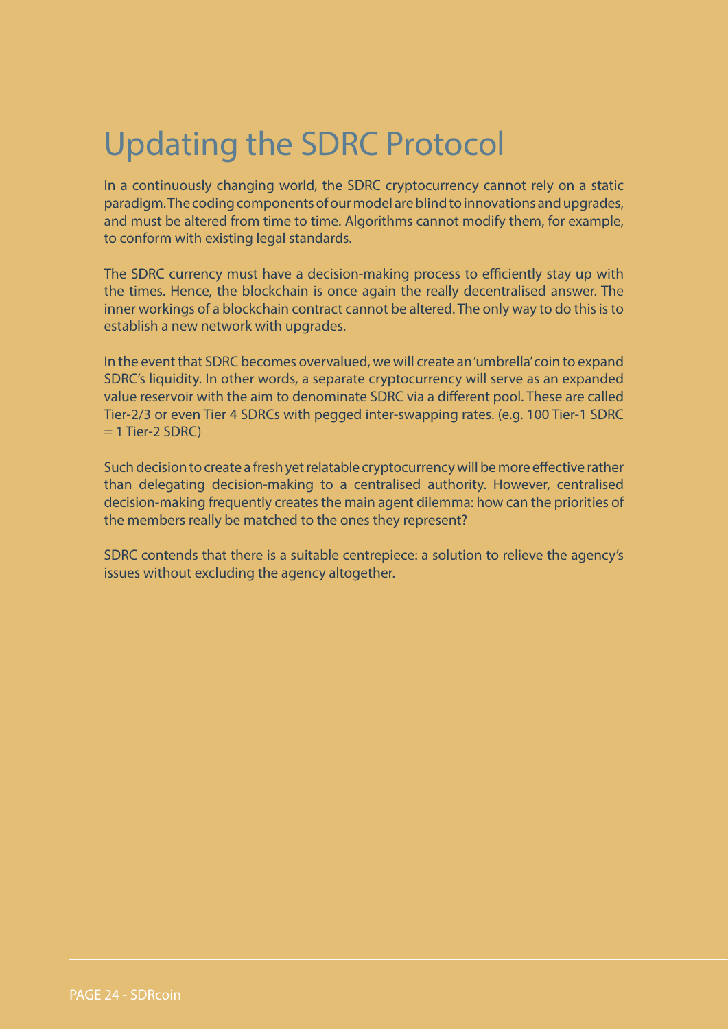# Updating the SDRC Protocol

In a continuously changing world, the SDRC cryptocurrency cannot rely on a static paradigm. The coding components of our model are blind to innovations and upgrades, and must be altered from time to time. Algorithms cannot modify them, for example, to conform with existing legal standards.

The SDRC currency must have a decision-making process to efficiently stay up with the times. Hence, the blockchain is once again the really decentralised answer. The inner workings of a blockchain contract cannot be altered. The only way to do this is to establish a new network with upgrades.

In the event that SDRC becomes overvalued, we will create an 'umbrella' coin to expand SDRC's liquidity. In other words, a separate cryptocurrency will serve as an expanded value reservoir with the aim to denominate SDRC via a different pool. These are called Tier-2/3 or even Tier 4 SDRCs with pegged inter-swapping rates. (e.g. 100 Tier-1 SDRC = 1 Tier-2 SDRC)

Such decision to create a fresh yet relatable cryptocurrency will be more effective rather than delegating decision-making to a centralised authority. However, centralised decision-making frequently creates the main agent dilemma: how can the priorities of the members really be matched to the ones they represent?

SDRC contends that there is a suitable centrepiece: a solution to relieve the agency's issues without excluding the agency altogether.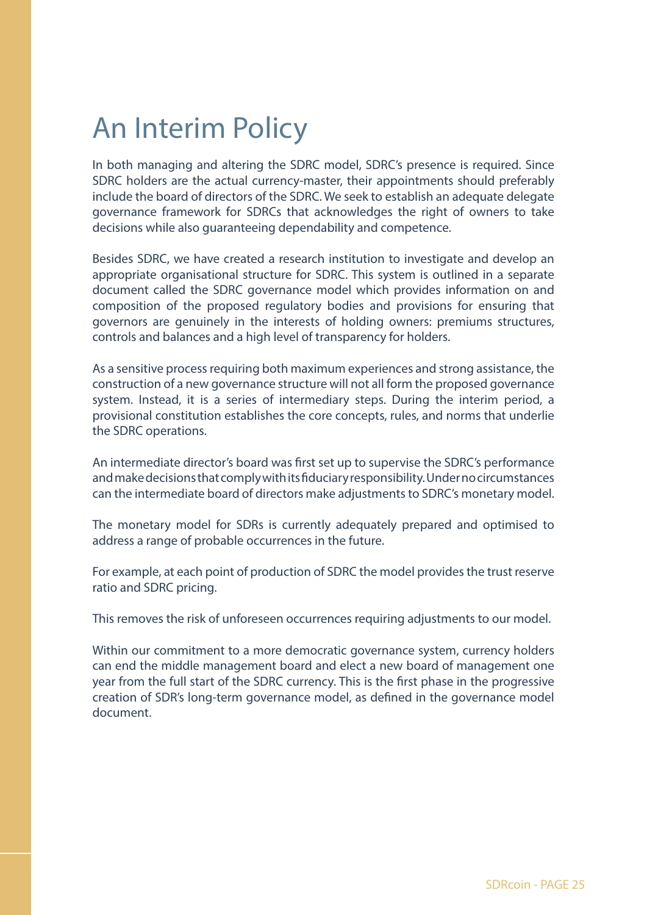# An Interim Policy

In both managing and altering the SDRC model, SDRC's presence is required. Since SDRC holders are the actual currency-master, their appointments should preferably include the board of directors of the SDRC. We seek to establish an adequate delegate governance framework for SDRCs that acknowledges the right of owners to take decisions while also guaranteeing dependability and competence.

Besides SDRC, we have created a research institution to investigate and develop an appropriate organisational structure for SDRC. This system is outlined in a separate document called the SDRC governance model which provides information on and composition of the proposed regulatory bodies and provisions for ensuring that governors are genuinely in the interests of holding owners: premiums structures, controls and balances and a high level of transparency for holders.

As a sensitive process requiring both maximum experiences and strong assistance, the construction of a new governance structure will not all form the proposed governance system. Instead, it is a series of intermediary steps. During the interim period, a provisional constitution establishes the core concepts, rules, and norms that underlie the SDRC operations.

An intermediate director's board was first set up to supervise the SDRC's performance and make decisions that comply with its fiduciary responsibility. Under no circumstances can the intermediate board of directors make adjustments to SDRC's monetary model.

The monetary model for SDRs is currently adequately prepared and optimised to address a range of probable occurrences in the future.

For example, at each point of production of SDRC the model provides the trust reserve ratio and SDRC pricing.

This removes the risk of unforeseen occurrences requiring adjustments to our model.

Within our commitment to a more democratic governance system, currency holders can end the middle management board and elect a new board of management one year from the full start of the SDRC currency. This is the first phase in the progressive creation of SDR's long-term governance model, as defined in the governance model document.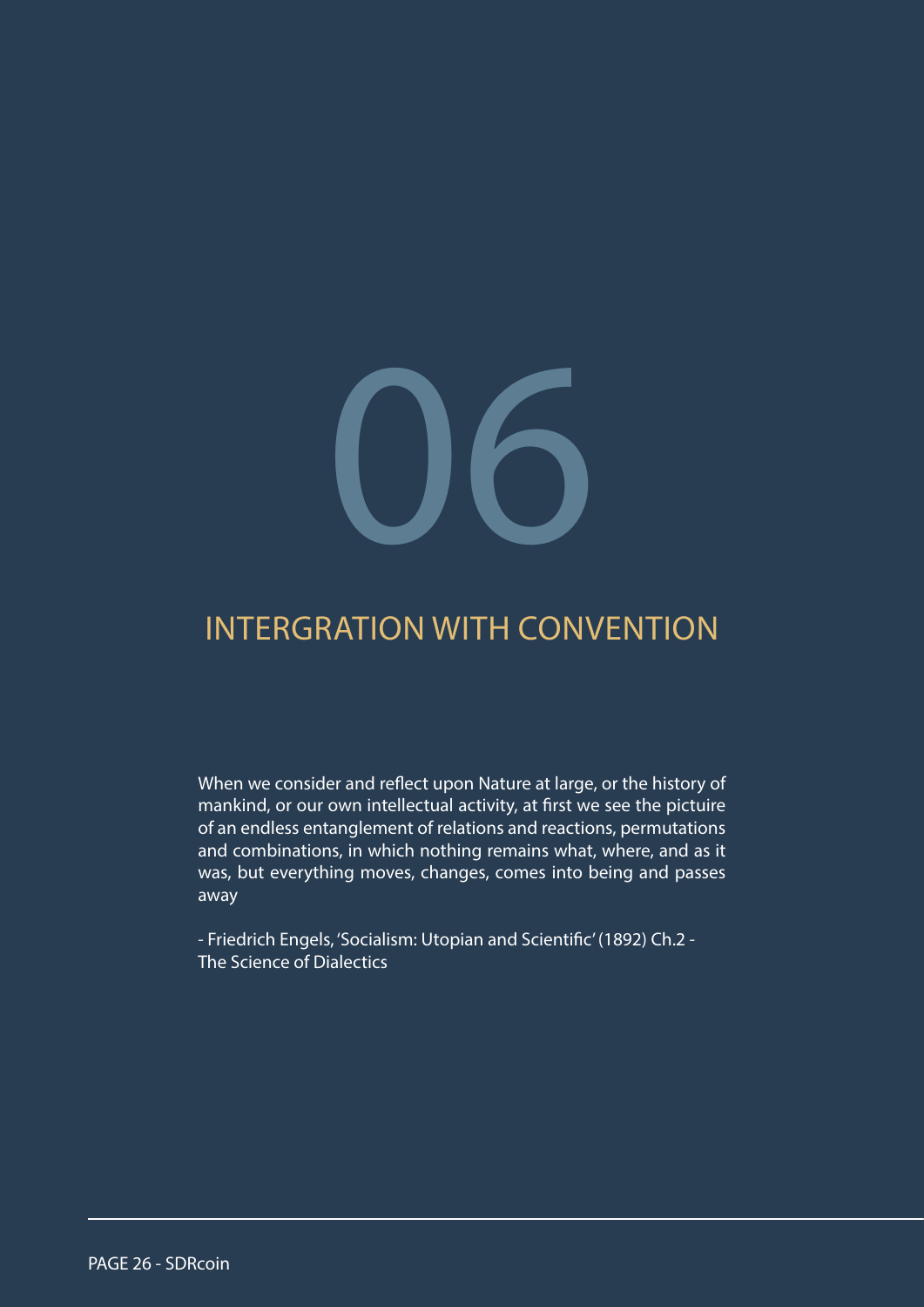# 06

# INTERGRATION WITH CONVENTION

When we consider and reflect upon Nature at large, or the history of mankind, or our own intellectual activity, at first we see the pictuire of an endless entanglement of relations and reactions, permutations and combinations, in which nothing remains what, where, and as it was, but everything moves, changes, comes into being and passes away

- Friedrich Engels, 'Socialism: Utopian and Scientific' (1892) Ch.2 - The Science of Dialectics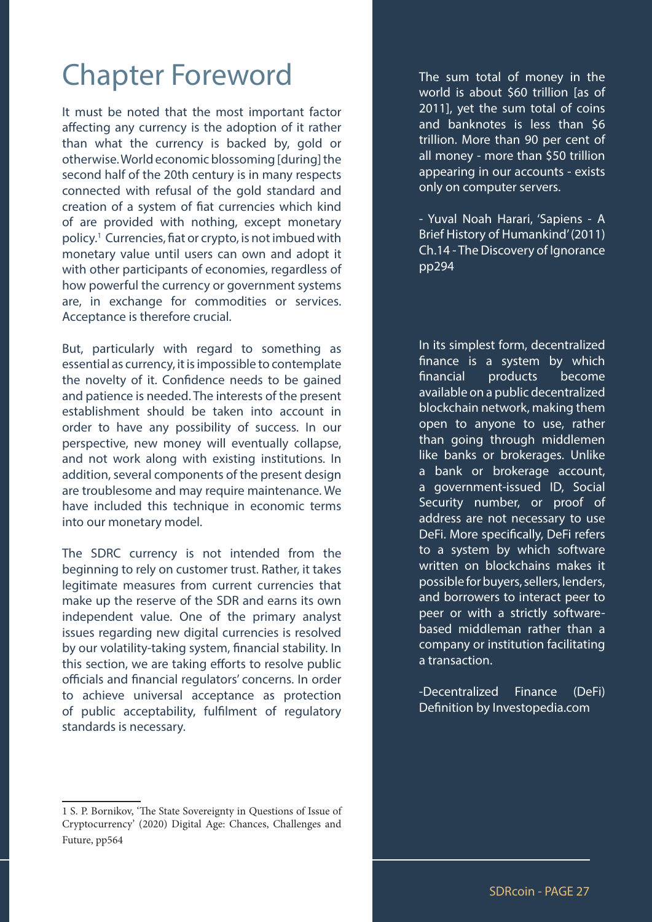# Chapter Foreword

It must be noted that the most important factor affecting any currency is the adoption of it rather than what the currency is backed by, gold or otherwise. World economic blossoming [during] the second half of the 20th century is in many respects connected with refusal of the gold standard and creation of a system of fiat currencies which kind of are provided with nothing, except monetary policy.[1] Currencies, fiat or crypto, is not imbued with monetary value until users can own and adopt it with other participants of economies, regardless of how powerful the currency or government systems are, in exchange for commodities or services. Acceptance is therefore crucial.

But, particularly with regard to something as essential as currency, it is impossible to contemplate the novelty of it. Confidence needs to be gained and patience is needed. The interests of the present establishment should be taken into account in order to have any possibility of success. In our perspective, new money will eventually collapse, and not work along with existing institutions. In addition, several components of the present design are troublesome and may require maintenance. We have included this technique in economic terms into our monetary model.

The SDRC currency is not intended from the beginning to rely on customer trust. Rather, it takes legitimate measures from current currencies that make up the reserve of the SDR and earns its own independent value. One of the primary analyst issues regarding new digital currencies is resolved by our volatility-taking system, financial stability. In this section, we are taking efforts to resolve public officials and financial regulators' concerns. In order to achieve universal acceptance as protection of public acceptability, fulfilment of regulatory standards is necessary.

1 S. P. Bornikov, 'The State Sovereignty in Questions of Issue of Cryptocurrency' (2020) Digital Age: Chances, Challenges and Future, pp564

> The sum total of money in the world is about $60 trillion [as of 2011], yet the sum total of coins and banknotes is less than $6 trillion. More than 90 per cent of all money - more than $50 trillion appearing in our accounts - exists only on computer servers.
>
> \- Yuval Noah Harari, 'Sapiens - A Brief History of Humankind' (2011) Ch.14 - The Discovery of Ignorance pp294

> In its simplest form, decentralized finance is a system by which financial products become available on a public decentralized blockchain network, making them open to anyone to use, rather than going through middlemen like banks or brokerages. Unlike a bank or brokerage account, a government-issued ID, Social Security number, or proof of address are not necessary to use DeFi. More specifically, DeFi refers to a system by which software written on blockchains makes it possible for buyers, sellers, lenders, and borrowers to interact peer to peer or with a strictly software-based middleman rather than a company or institution facilitating a transaction.
>
> -Decentralized Finance (DeFi) Definition by Investopedia.com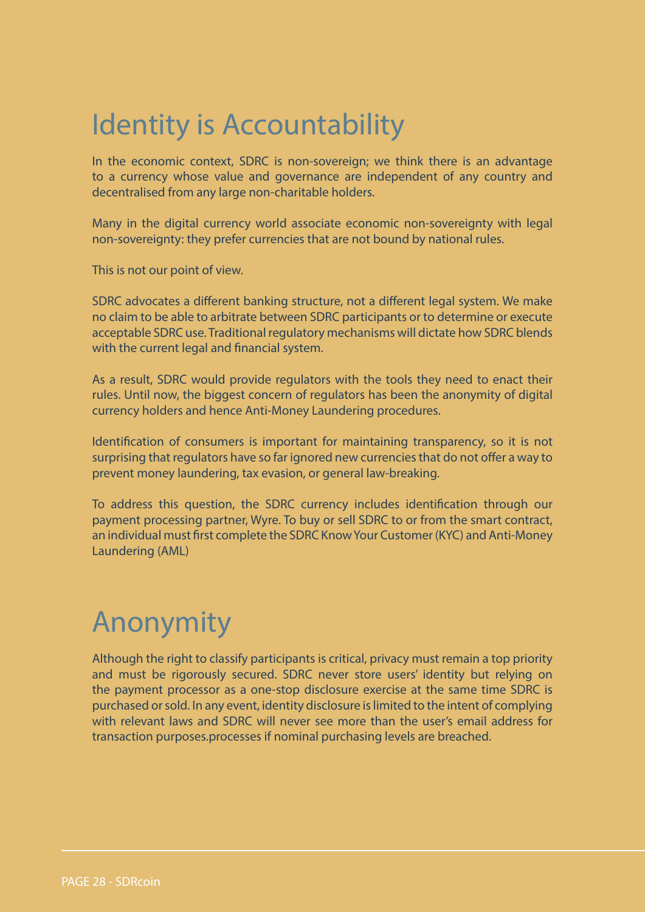# Identity is Accountability

In the economic context, SDRC is non-sovereign; we think there is an advantage to a currency whose value and governance are independent of any country and decentralised from any large non-charitable holders.

Many in the digital currency world associate economic non-sovereignty with legal non-sovereignty: they prefer currencies that are not bound by national rules.

This is not our point of view.

SDRC advocates a different banking structure, not a different legal system. We make no claim to be able to arbitrate between SDRC participants or to determine or execute acceptable SDRC use. Traditional regulatory mechanisms will dictate how SDRC blends with the current legal and financial system.

As a result, SDRC would provide regulators with the tools they need to enact their rules. Until now, the biggest concern of regulators has been the anonymity of digital currency holders and hence Anti-Money Laundering procedures.

Identification of consumers is important for maintaining transparency, so it is not surprising that regulators have so far ignored new currencies that do not offer a way to prevent money laundering, tax evasion, or general law-breaking.

To address this question, the SDRC currency includes identification through our payment processing partner, Wyre. To buy or sell SDRC to or from the smart contract, an individual must first complete the SDRC Know Your Customer (KYC) and Anti-Money Laundering (AML)

# Anonymity

Although the right to classify participants is critical, privacy must remain a top priority and must be rigorously secured. SDRC never store users' identity but relying on the payment processor as a one-stop disclosure exercise at the same time SDRC is purchased or sold. In any event, identity disclosure is limited to the intent of complying with relevant laws and SDRC will never see more than the user's email address for transaction purposes.processes if nominal purchasing levels are breached.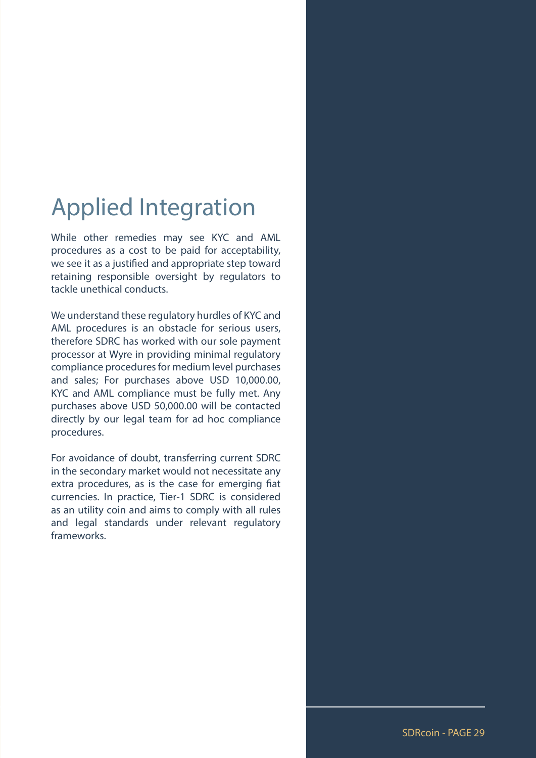# Applied Integration

While other remedies may see KYC and AML procedures as a cost to be paid for acceptability, we see it as a justified and appropriate step toward retaining responsible oversight by regulators to tackle unethical conducts.

We understand these regulatory hurdles of KYC and AML procedures is an obstacle for serious users, therefore SDRC has worked with our sole payment processor at Wyre in providing minimal regulatory compliance procedures for medium level purchases and sales; For purchases above USD 10,000.00, KYC and AML compliance must be fully met. Any purchases above USD 50,000.00 will be contacted directly by our legal team for ad hoc compliance procedures.

For avoidance of doubt, transferring current SDRC in the secondary market would not necessitate any extra procedures, as is the case for emerging fiat currencies. In practice, Tier-1 SDRC is considered as an utility coin and aims to comply with all rules and legal standards under relevant regulatory frameworks.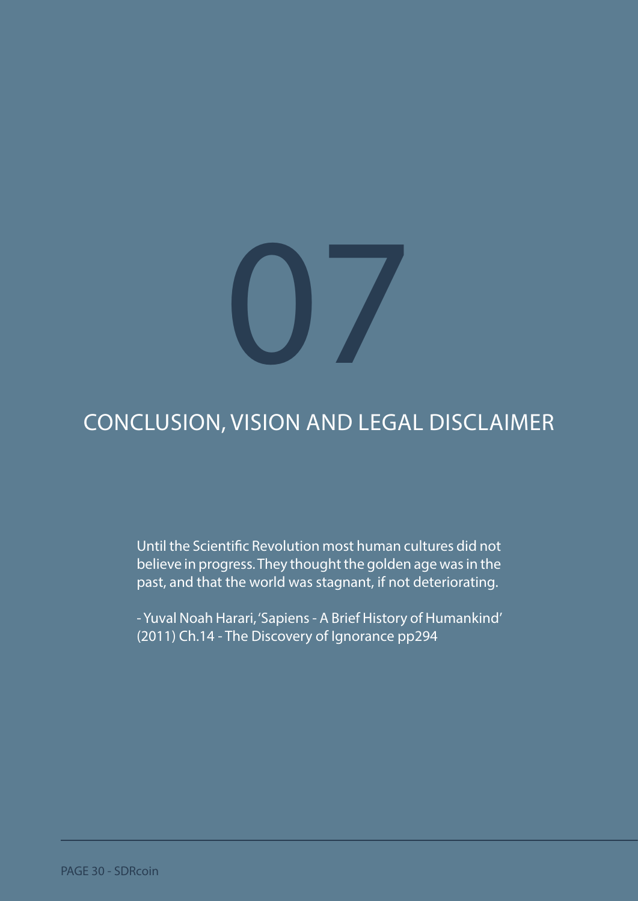# 07

# CONCLUSION, VISION AND LEGAL DISCLAIMER

> Until the Scientific Revolution most human cultures did not believe in progress. They thought the golden age was in the past, and that the world was stagnant, if not deteriorating.
>
> - Yuval Noah Harari, 'Sapiens - A Brief History of Humankind' (2011) Ch.14 - The Discovery of Ignorance pp294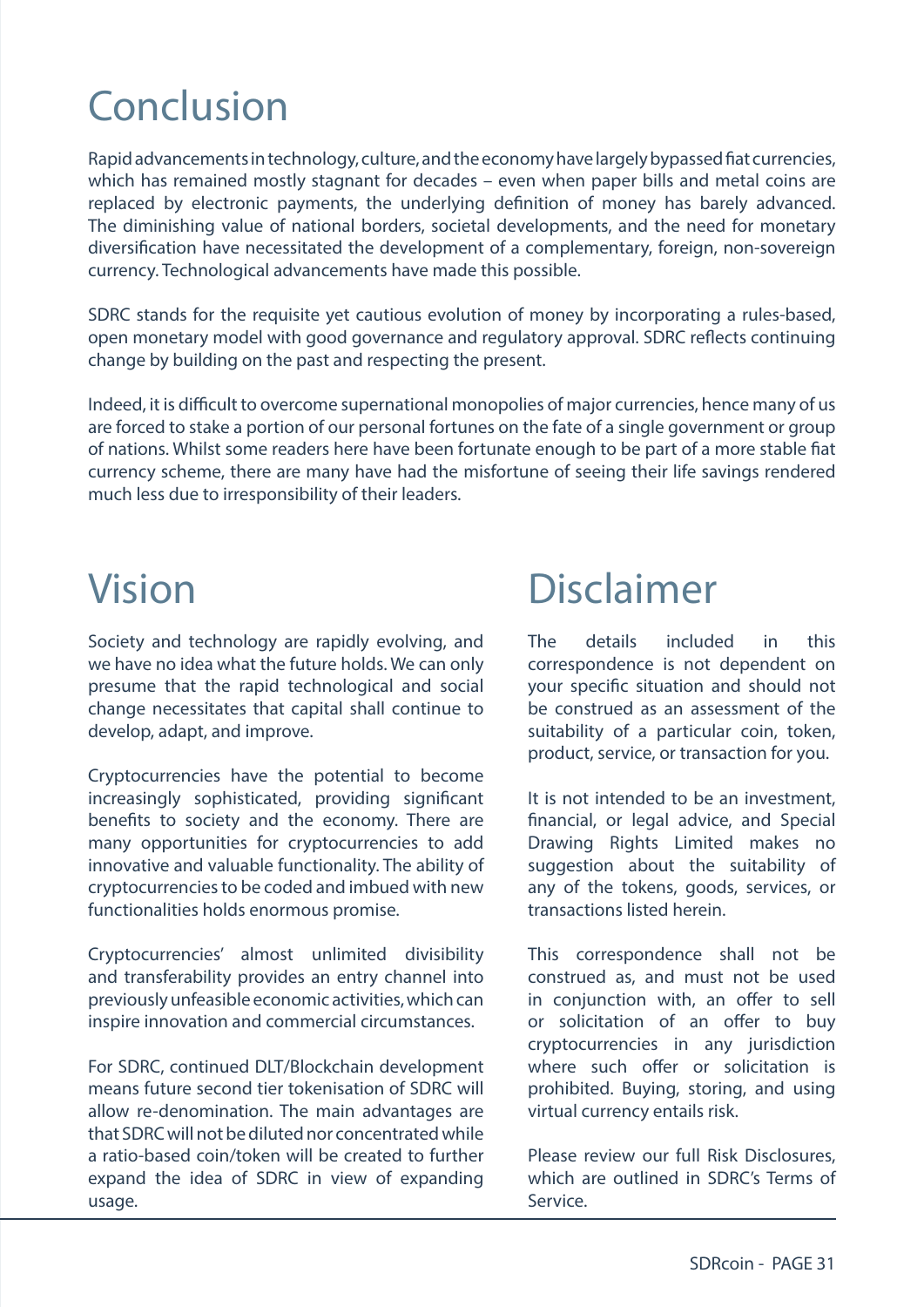# Conclusion

Rapid advancements in technology, culture, and the economy have largely bypassed fiat currencies, which has remained mostly stagnant for decades – even when paper bills and metal coins are replaced by electronic payments, the underlying definition of money has barely advanced. The diminishing value of national borders, societal developments, and the need for monetary diversification have necessitated the development of a complementary, foreign, non-sovereign currency. Technological advancements have made this possible.

SDRC stands for the requisite yet cautious evolution of money by incorporating a rules-based, open monetary model with good governance and regulatory approval. SDRC reflects continuing change by building on the past and respecting the present.

Indeed, it is difficult to overcome supernational monopolies of major currencies, hence many of us are forced to stake a portion of our personal fortunes on the fate of a single government or group of nations. Whilst some readers here have been fortunate enough to be part of a more stable fiat currency scheme, there are many have had the misfortune of seeing their life savings rendered much less due to irresponsibility of their leaders.

# Vision

Society and technology are rapidly evolving, and we have no idea what the future holds. We can only presume that the rapid technological and social change necessitates that capital shall continue to develop, adapt, and improve.

Cryptocurrencies have the potential to become increasingly sophisticated, providing significant benefits to society and the economy. There are many opportunities for cryptocurrencies to add innovative and valuable functionality. The ability of cryptocurrencies to be coded and imbued with new functionalities holds enormous promise.

Cryptocurrencies' almost unlimited divisibility and transferability provides an entry channel into previously unfeasible economic activities, which can inspire innovation and commercial circumstances.

For SDRC, continued DLT/Blockchain development means future second tier tokenisation of SDRC will allow re-denomination. The main advantages are that SDRC will not be diluted nor concentrated while a ratio-based coin/token will be created to further expand the idea of SDRC in view of expanding usage.

# Disclaimer

The details included in this correspondence is not dependent on your specific situation and should not be construed as an assessment of the suitability of a particular coin, token, product, service, or transaction for you.

It is not intended to be an investment, financial, or legal advice, and Special Drawing Rights Limited makes no suggestion about the suitability of any of the tokens, goods, services, or transactions listed herein.

This correspondence shall not be construed as, and must not be used in conjunction with, an offer to sell or solicitation of an offer to buy cryptocurrencies in any jurisdiction where such offer or solicitation is prohibited. Buying, storing, and using virtual currency entails risk.

Please review our full Risk Disclosures, which are outlined in SDRC's Terms of Service.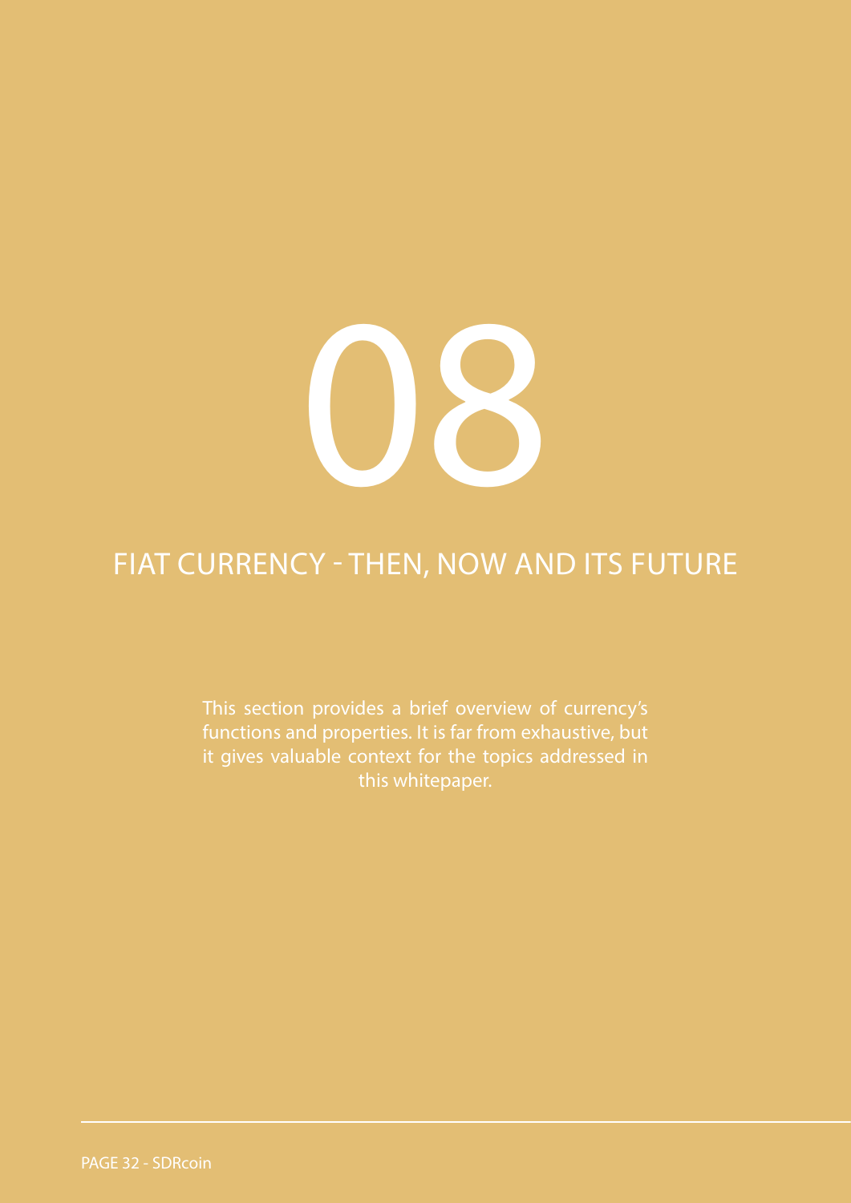# 08

## FIAT CURRENCY - THEN, NOW AND ITS FUTURE

This section provides a brief overview of currency's functions and properties. It is far from exhaustive, but it gives valuable context for the topics addressed in this whitepaper.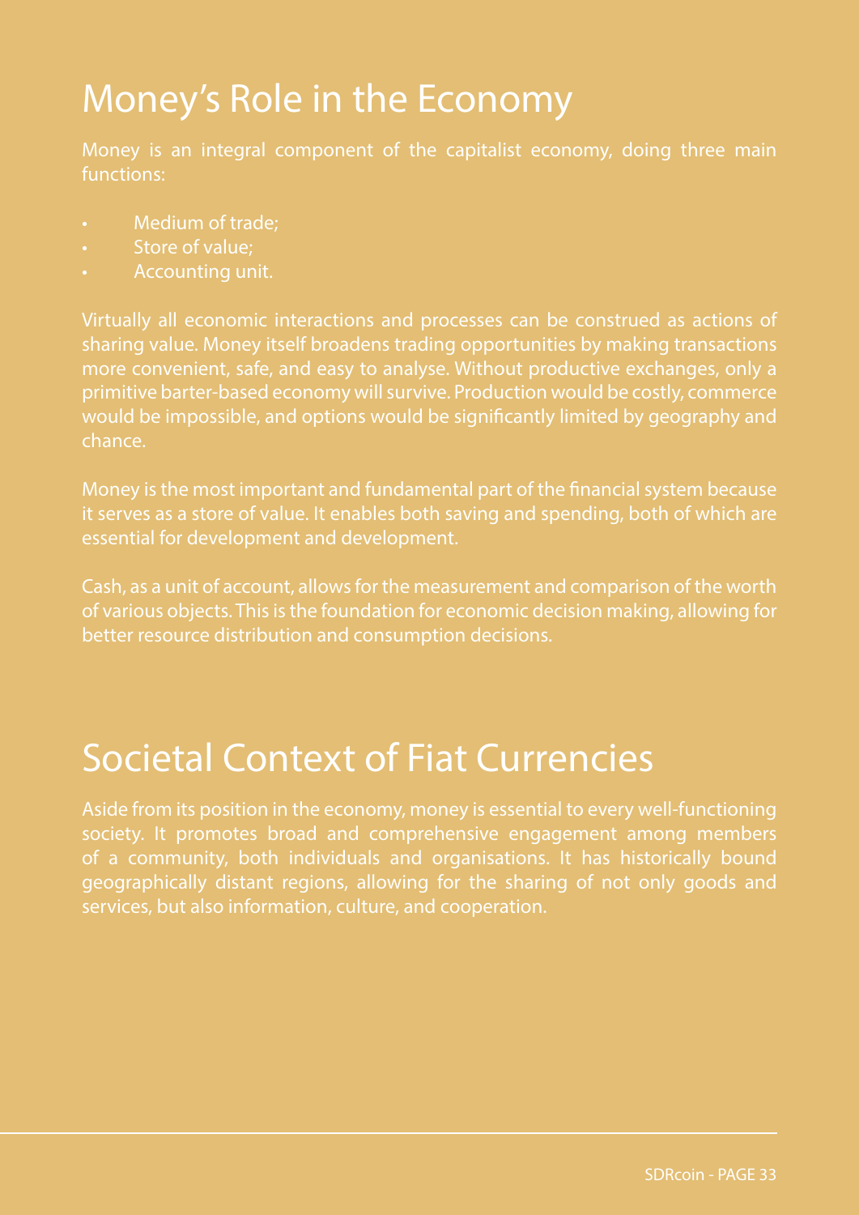# Money's Role in the Economy

Money is an integral component of the capitalist economy, doing three main functions:

- Medium of trade;
- Store of value;
- Accounting unit.

Virtually all economic interactions and processes can be construed as actions of sharing value. Money itself broadens trading opportunities by making transactions more convenient, safe, and easy to analyse. Without productive exchanges, only a primitive barter-based economy will survive. Production would be costly, commerce would be impossible, and options would be significantly limited by geography and chance.

Money is the most important and fundamental part of the financial system because it serves as a store of value. It enables both saving and spending, both of which are essential for development and development.

Cash, as a unit of account, allows for the measurement and comparison of the worth of various objects. This is the foundation for economic decision making, allowing for better resource distribution and consumption decisions.

# Societal Context of Fiat Currencies

Aside from its position in the economy, money is essential to every well-functioning society. It promotes broad and comprehensive engagement among members of a community, both individuals and organisations. It has historically bound geographically distant regions, allowing for the sharing of not only goods and services, but also information, culture, and cooperation.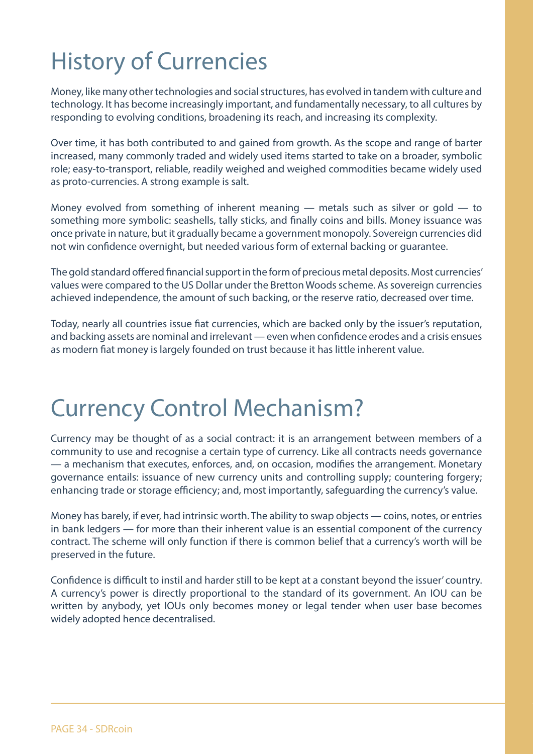# History of Currencies

Money, like many other technologies and social structures, has evolved in tandem with culture and technology. It has become increasingly important, and fundamentally necessary, to all cultures by responding to evolving conditions, broadening its reach, and increasing its complexity.

Over time, it has both contributed to and gained from growth. As the scope and range of barter increased, many commonly traded and widely used items started to take on a broader, symbolic role; easy-to-transport, reliable, readily weighed and weighed commodities became widely used as proto-currencies. A strong example is salt.

Money evolved from something of inherent meaning — metals such as silver or gold — to something more symbolic: seashells, tally sticks, and finally coins and bills. Money issuance was once private in nature, but it gradually became a government monopoly. Sovereign currencies did not win confidence overnight, but needed various form of external backing or guarantee.

The gold standard offered financial support in the form of precious metal deposits. Most currencies' values were compared to the US Dollar under the Bretton Woods scheme. As sovereign currencies achieved independence, the amount of such backing, or the reserve ratio, decreased over time.

Today, nearly all countries issue fiat currencies, which are backed only by the issuer's reputation, and backing assets are nominal and irrelevant — even when confidence erodes and a crisis ensues as modern fiat money is largely founded on trust because it has little inherent value.

# Currency Control Mechanism?

Currency may be thought of as a social contract: it is an arrangement between members of a community to use and recognise a certain type of currency. Like all contracts needs governance — a mechanism that executes, enforces, and, on occasion, modifies the arrangement. Monetary governance entails: issuance of new currency units and controlling supply; countering forgery; enhancing trade or storage efficiency; and, most importantly, safeguarding the currency's value.

Money has barely, if ever, had intrinsic worth. The ability to swap objects — coins, notes, or entries in bank ledgers — for more than their inherent value is an essential component of the currency contract. The scheme will only function if there is common belief that a currency's worth will be preserved in the future.

Confidence is difficult to instil and harder still to be kept at a constant beyond the issuer' country. A currency's power is directly proportional to the standard of its government. An IOU can be written by anybody, yet IOUs only becomes money or legal tender when user base becomes widely adopted hence decentralised.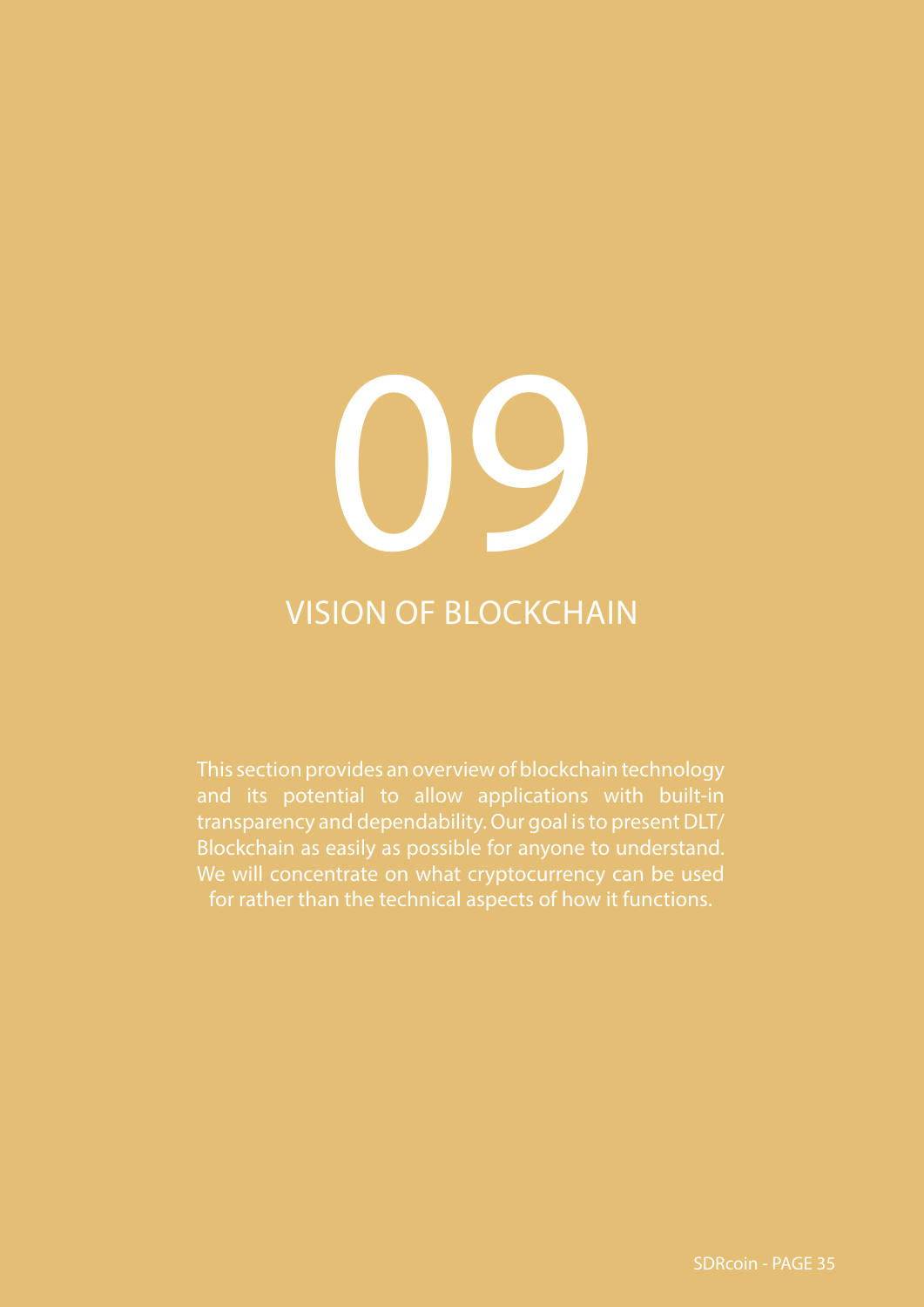# 09

## VISION OF BLOCKCHAIN

This section provides an overview of blockchain technology and its potential to allow applications with built-in transparency and dependability. Our goal is to present DLT/ Blockchain as easily as possible for anyone to understand. We will concentrate on what cryptocurrency can be used for rather than the technical aspects of how it functions.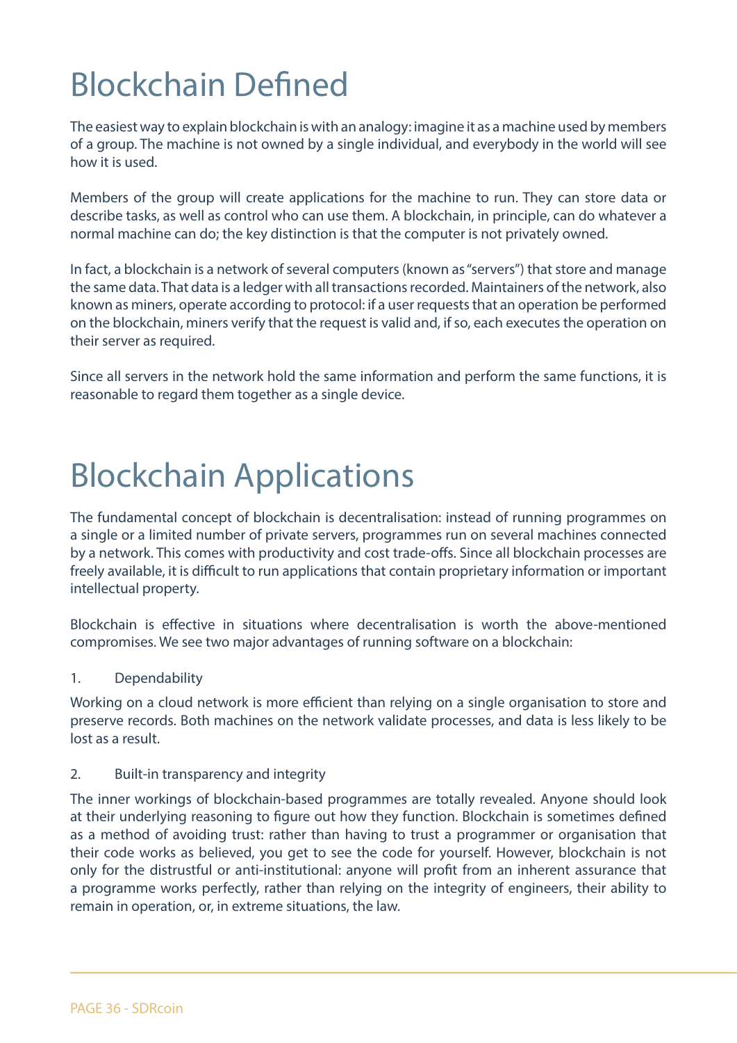# Blockchain Defined

The easiest way to explain blockchain is with an analogy: imagine it as a machine used by members of a group. The machine is not owned by a single individual, and everybody in the world will see how it is used.

Members of the group will create applications for the machine to run. They can store data or describe tasks, as well as control who can use them. A blockchain, in principle, can do whatever a normal machine can do; the key distinction is that the computer is not privately owned.

In fact, a blockchain is a network of several computers (known as "servers") that store and manage the same data. That data is a ledger with all transactions recorded. Maintainers of the network, also known as miners, operate according to protocol: if a user requests that an operation be performed on the blockchain, miners verify that the request is valid and, if so, each executes the operation on their server as required.

Since all servers in the network hold the same information and perform the same functions, it is reasonable to regard them together as a single device.

# Blockchain Applications

The fundamental concept of blockchain is decentralisation: instead of running programmes on a single or a limited number of private servers, programmes run on several machines connected by a network. This comes with productivity and cost trade-offs. Since all blockchain processes are freely available, it is difficult to run applications that contain proprietary information or important intellectual property.

Blockchain is effective in situations where decentralisation is worth the above-mentioned compromises. We see two major advantages of running software on a blockchain:

1. Dependability

Working on a cloud network is more efficient than relying on a single organisation to store and preserve records. Both machines on the network validate processes, and data is less likely to be lost as a result.

2. Built-in transparency and integrity

The inner workings of blockchain-based programmes are totally revealed. Anyone should look at their underlying reasoning to figure out how they function. Blockchain is sometimes defined as a method of avoiding trust: rather than having to trust a programmer or organisation that their code works as believed, you get to see the code for yourself. However, blockchain is not only for the distrustful or anti-institutional: anyone will profit from an inherent assurance that a programme works perfectly, rather than relying on the integrity of engineers, their ability to remain in operation, or, in extreme situations, the law.